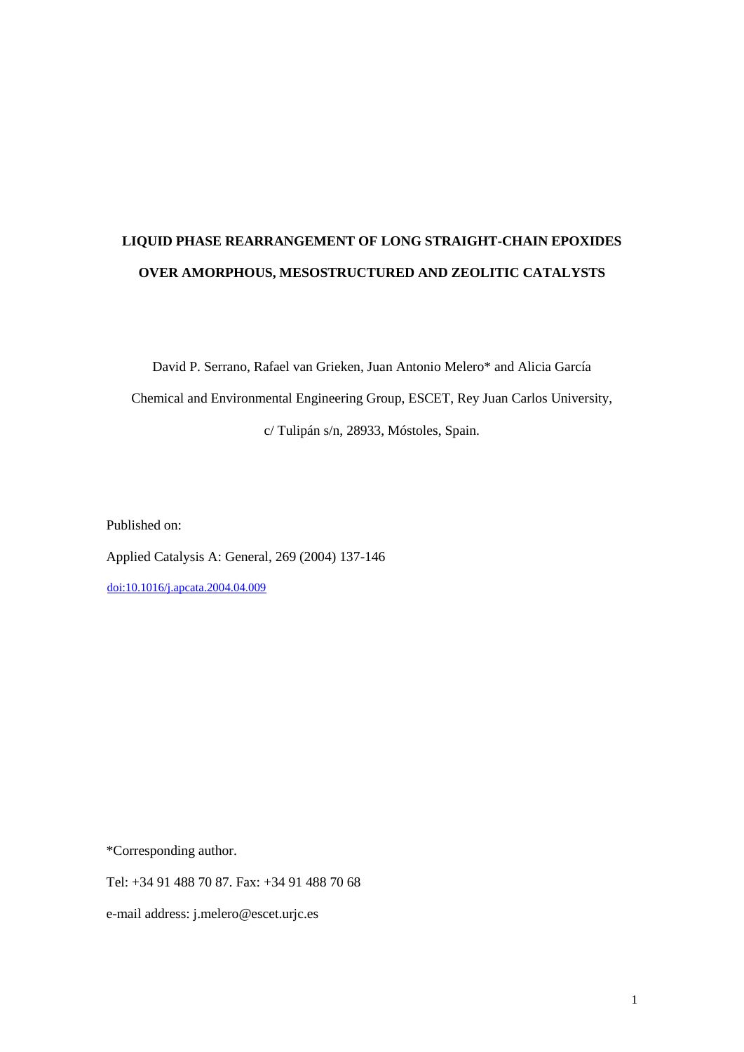# LIQUID PHASE REARRANGEMENT OF LONG STRAIGHT-CHAIN EPOXIDES OVER AMORPHOUS, MESOSTRUCTURED AND ZEOLITIC CATALYSTS

David P. Serrano, Rafael van Grieken, Juan Antonio Melero* and Alicia García

Chemical and Environmental Engineering Group, ESCET, Rey Juan Carlos University,

c/ Tulipán s/n, 28933, Móstoles, Spain.

Published on:

Applied Catalysis A: General, 269 (2004) 137-146

doi:10.1016/j.apcata.2004.04.009

*Corresponding author.

Tel: +34 91 488 70 87. Fax: +34 91 488 70 68

e-mail address: j.melero@escet.urjc.es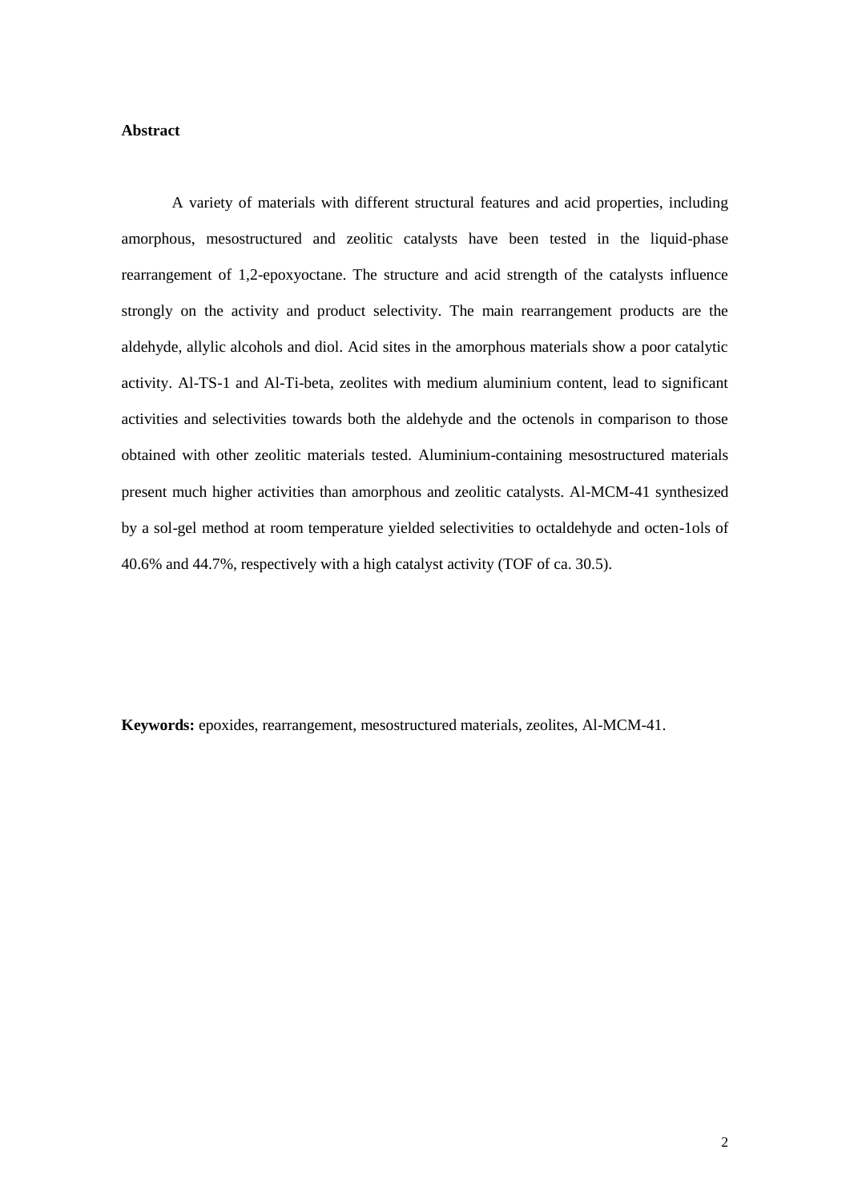**Abstract**

A variety of materials with different structural features and acid properties, including amorphous, mesostructured and zeolitic catalysts have been tested in the liquid-phase rearrangement of 1,2-epoxyoctane. The structure and acid strength of the catalysts influence strongly on the activity and product selectivity. The main rearrangement products are the aldehyde, allylic alcohols and diol. Acid sites in the amorphous materials show a poor catalytic activity. Al-TS-1 and Al-Ti-beta, zeolites with medium aluminium content, lead to significant activities and selectivities towards both the aldehyde and the octenols in comparison to those obtained with other zeolitic materials tested. Aluminium-containing mesostructured materials present much higher activities than amorphous and zeolitic catalysts. Al-MCM-41 synthesized by a sol-gel method at room temperature yielded selectivities to octaldehyde and octen-1ols of 40.6% and 44.7%, respectively with a high catalyst activity (TOF of ca. 30.5).

**Keywords:** epoxides, rearrangement, mesostructured materials, zeolites, Al-MCM-41.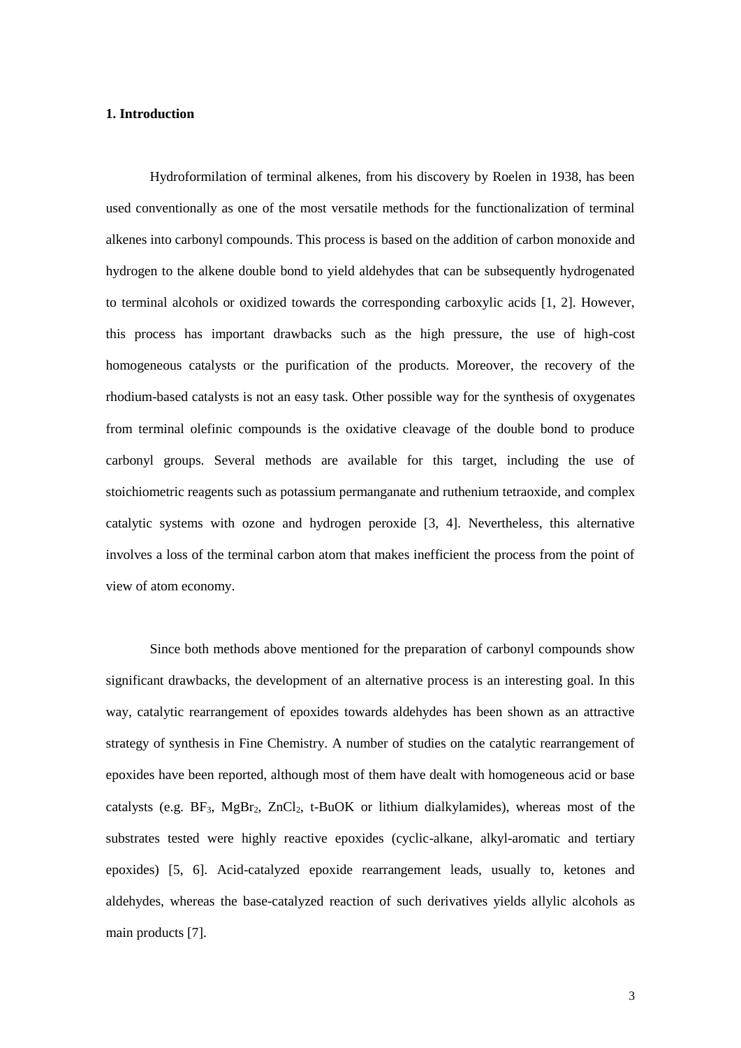## 1. Introduction

Hydroformilation of terminal alkenes, from his discovery by Roelen in 1938, has been used conventionally as one of the most versatile methods for the functionalization of terminal alkenes into carbonyl compounds. This process is based on the addition of carbon monoxide and hydrogen to the alkene double bond to yield aldehydes that can be subsequently hydrogenated to terminal alcohols or oxidized towards the corresponding carboxylic acids [1, 2]. However, this process has important drawbacks such as the high pressure, the use of high-cost homogeneous catalysts or the purification of the products. Moreover, the recovery of the rhodium-based catalysts is not an easy task. Other possible way for the synthesis of oxygenates from terminal olefinic compounds is the oxidative cleavage of the double bond to produce carbonyl groups. Several methods are available for this target, including the use of stoichiometric reagents such as potassium permanganate and ruthenium tetraoxide, and complex catalytic systems with ozone and hydrogen peroxide [3, 4]. Nevertheless, this alternative involves a loss of the terminal carbon atom that makes inefficient the process from the point of view of atom economy.

Since both methods above mentioned for the preparation of carbonyl compounds show significant drawbacks, the development of an alternative process is an interesting goal. In this way, catalytic rearrangement of epoxides towards aldehydes has been shown as an attractive strategy of synthesis in Fine Chemistry. A number of studies on the catalytic rearrangement of epoxides have been reported, although most of them have dealt with homogeneous acid or base catalysts (e.g. $BF_3$, $MgBr_2$, $ZnCl_2$, t-BuOK or lithium dialkylamides), whereas most of the substrates tested were highly reactive epoxides (cyclic-alkane, alkyl-aromatic and tertiary epoxides) [5, 6]. Acid-catalyzed epoxide rearrangement leads, usually to, ketones and aldehydes, whereas the base-catalyzed reaction of such derivatives yields allylic alcohols as main products [7].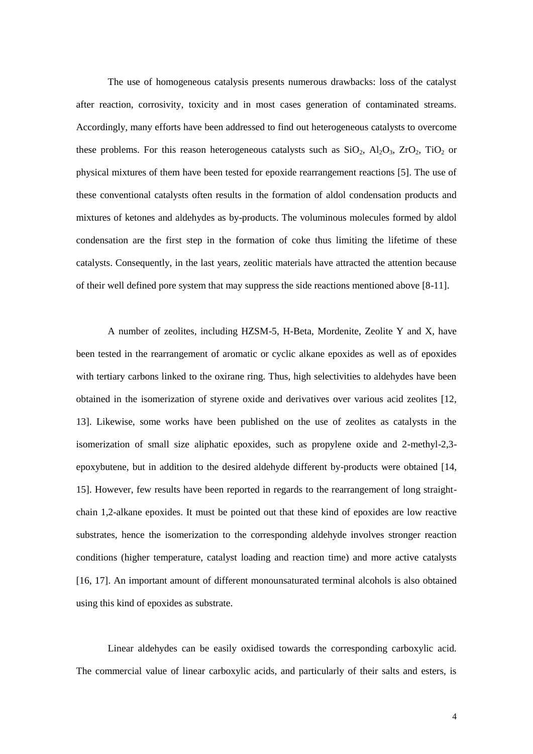The use of homogeneous catalysis presents numerous drawbacks: loss of the catalyst after reaction, corrosivity, toxicity and in most cases generation of contaminated streams. Accordingly, many efforts have been addressed to find out heterogeneous catalysts to overcome these problems. For this reason heterogeneous catalysts such as $SiO_2$, $Al_2O_3$, $ZrO_2$, $TiO_2$ or physical mixtures of them have been tested for epoxide rearrangement reactions [5]. The use of these conventional catalysts often results in the formation of aldol condensation products and mixtures of ketones and aldehydes as by-products. The voluminous molecules formed by aldol condensation are the first step in the formation of coke thus limiting the lifetime of these catalysts. Consequently, in the last years, zeolitic materials have attracted the attention because of their well defined pore system that may suppress the side reactions mentioned above [8-11].

A number of zeolites, including HZSM-5, H-Beta, Mordenite, Zeolite Y and X, have been tested in the rearrangement of aromatic or cyclic alkane epoxides as well as of epoxides with tertiary carbons linked to the oxirane ring. Thus, high selectivities to aldehydes have been obtained in the isomerization of styrene oxide and derivatives over various acid zeolites [12, 13]. Likewise, some works have been published on the use of zeolites as catalysts in the isomerization of small size aliphatic epoxides, such as propylene oxide and 2-methyl-2,3-epoxybutene, but in addition to the desired aldehyde different by-products were obtained [14, 15]. However, few results have been reported in regards to the rearrangement of long straight-chain 1,2-alkane epoxides. It must be pointed out that these kind of epoxides are low reactive substrates, hence the isomerization to the corresponding aldehyde involves stronger reaction conditions (higher temperature, catalyst loading and reaction time) and more active catalysts [16, 17]. An important amount of different monounsaturated terminal alcohols is also obtained using this kind of epoxides as substrate.

Linear aldehydes can be easily oxidised towards the corresponding carboxylic acid. The commercial value of linear carboxylic acids, and particularly of their salts and esters, is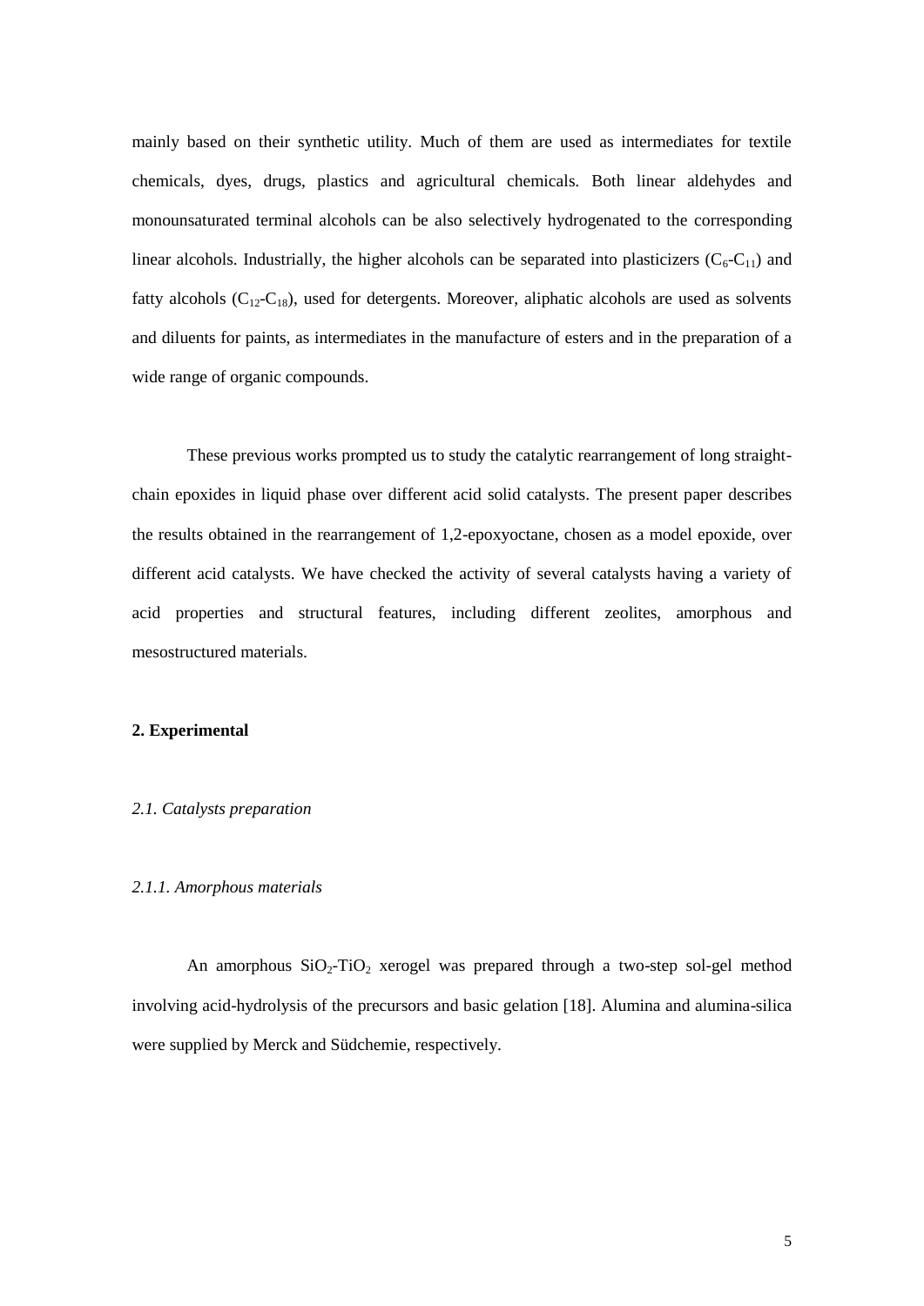mainly based on their synthetic utility. Much of them are used as intermediates for textile chemicals, dyes, drugs, plastics and agricultural chemicals. Both linear aldehydes and monounsaturated terminal alcohols can be also selectively hydrogenated to the corresponding linear alcohols. Industrially, the higher alcohols can be separated into plasticizers ($C_6$-$C_{11}$) and fatty alcohols ($C_{12}$-$C_{18}$), used for detergents. Moreover, aliphatic alcohols are used as solvents and diluents for paints, as intermediates in the manufacture of esters and in the preparation of a wide range of organic compounds.

These previous works prompted us to study the catalytic rearrangement of long straight-chain epoxides in liquid phase over different acid solid catalysts. The present paper describes the results obtained in the rearrangement of 1,2-epoxyoctane, chosen as a model epoxide, over different acid catalysts. We have checked the activity of several catalysts having a variety of acid properties and structural features, including different zeolites, amorphous and mesostructured materials.

## 2. Experimental

### *2.1. Catalysts preparation*

#### *2.1.1. Amorphous materials*

An amorphous $SiO_2$-$TiO_2$ xerogel was prepared through a two-step sol-gel method involving acid-hydrolysis of the precursors and basic gelation [18]. Alumina and alumina-silica were supplied by Merck and Südchemie, respectively.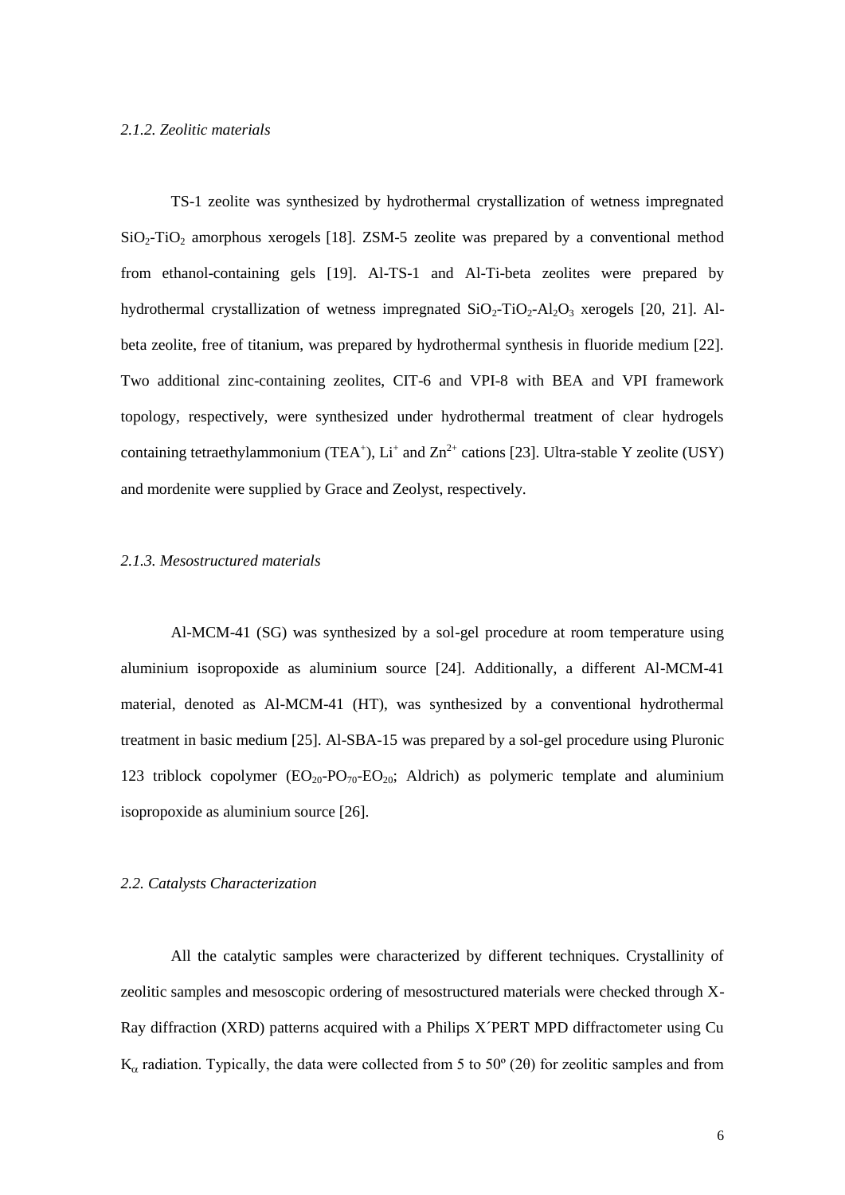*2.1.2. Zeolitic materials*

TS-1 zeolite was synthesized by hydrothermal crystallization of wetness impregnated $SiO_2$-$TiO_2$ amorphous xerogels [18]. ZSM-5 zeolite was prepared by a conventional method from ethanol-containing gels [19]. Al-TS-1 and Al-Ti-beta zeolites were prepared by hydrothermal crystallization of wetness impregnated $SiO_2$-$TiO_2$-$Al_2O_3$ xerogels [20, 21]. Al-beta zeolite, free of titanium, was prepared by hydrothermal synthesis in fluoride medium [22]. Two additional zinc-containing zeolites, CIT-6 and VPI-8 with BEA and VPI framework topology, respectively, were synthesized under hydrothermal treatment of clear hydrogels containing tetraethylammonium ($TEA^+$), $Li^+$ and $Zn^{2+}$ cations [23]. Ultra-stable Y zeolite (USY) and mordenite were supplied by Grace and Zeolyst, respectively.

*2.1.3. Mesostructured materials*

Al-MCM-41 (SG) was synthesized by a sol-gel procedure at room temperature using aluminium isopropoxide as aluminium source [24]. Additionally, a different Al-MCM-41 material, denoted as Al-MCM-41 (HT), was synthesized by a conventional hydrothermal treatment in basic medium [25]. Al-SBA-15 was prepared by a sol-gel procedure using Pluronic 123 triblock copolymer ($EO_{20}$-$PO_{70}$-$EO_{20}$; Aldrich) as polymeric template and aluminium isopropoxide as aluminium source [26].

*2.2. Catalysts Characterization*

All the catalytic samples were characterized by different techniques. Crystallinity of zeolitic samples and mesoscopic ordering of mesostructured materials were checked through X-Ray diffraction (XRD) patterns acquired with a Philips X´PERT MPD diffractometer using Cu $K_\alpha$ radiation. Typically, the data were collected from 5 to 50º (2θ) for zeolitic samples and from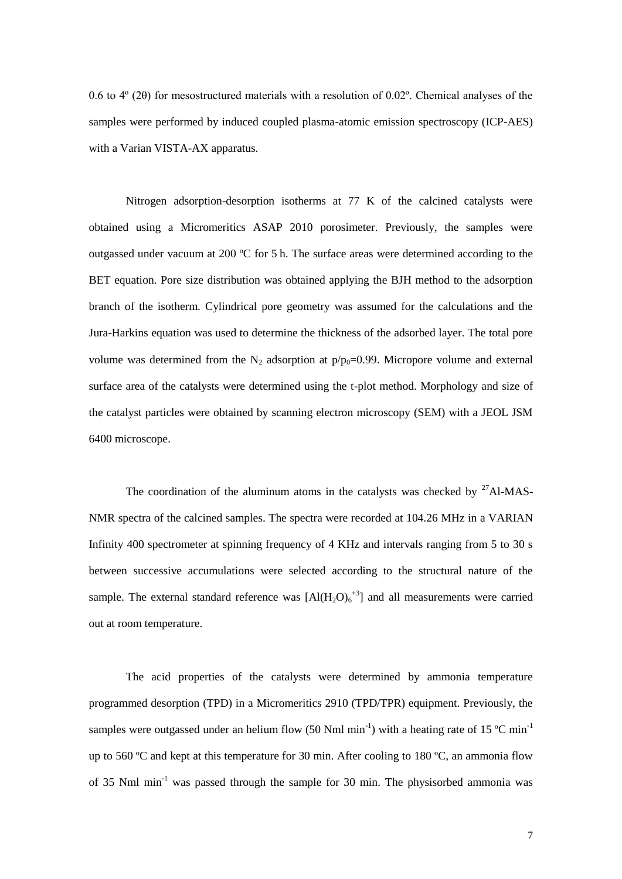0.6 to 4º (2θ) for mesostructured materials with a resolution of 0.02º. Chemical analyses of the samples were performed by induced coupled plasma-atomic emission spectroscopy (ICP-AES) with a Varian VISTA-AX apparatus.

Nitrogen adsorption-desorption isotherms at 77 K of the calcined catalysts were obtained using a Micromeritics ASAP 2010 porosimeter. Previously, the samples were outgassed under vacuum at 200 ºC for 5 h. The surface areas were determined according to the BET equation. Pore size distribution was obtained applying the BJH method to the adsorption branch of the isotherm. Cylindrical pore geometry was assumed for the calculations and the Jura-Harkins equation was used to determine the thickness of the adsorbed layer. The total pore volume was determined from the $N_2$ adsorption at $p/p_0$=0.99. Micropore volume and external surface area of the catalysts were determined using the t-plot method. Morphology and size of the catalyst particles were obtained by scanning electron microscopy (SEM) with a JEOL JSM 6400 microscope.

The coordination of the aluminum atoms in the catalysts was checked by $^{27}$Al-MAS-NMR spectra of the calcined samples. The spectra were recorded at 104.26 MHz in a VARIAN Infinity 400 spectrometer at spinning frequency of 4 KHz and intervals ranging from 5 to 30 s between successive accumulations were selected according to the structural nature of the sample. The external standard reference was $[Al(H_2O)_6^{+3}]$ and all measurements were carried out at room temperature.

The acid properties of the catalysts were determined by ammonia temperature programmed desorption (TPD) in a Micromeritics 2910 (TPD/TPR) equipment. Previously, the samples were outgassed under an helium flow (50 Nml min$^{-1}$) with a heating rate of 15 ºC min$^{-1}$ up to 560 ºC and kept at this temperature for 30 min. After cooling to 180 ºC, an ammonia flow of 35 Nml min$^{-1}$ was passed through the sample for 30 min. The physisorbed ammonia was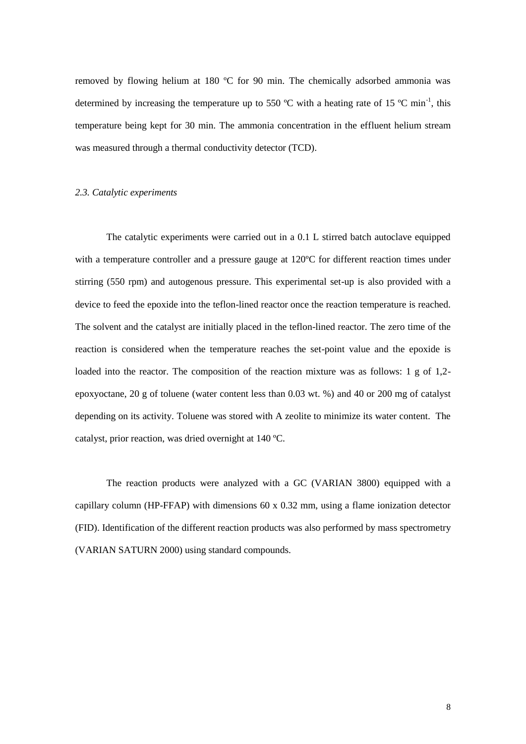removed by flowing helium at 180 ºC for 90 min. The chemically adsorbed ammonia was determined by increasing the temperature up to 550 ºC with a heating rate of 15 ºC $min^{-1}$, this temperature being kept for 30 min. The ammonia concentration in the effluent helium stream was measured through a thermal conductivity detector (TCD).

### *2.3. Catalytic experiments*

The catalytic experiments were carried out in a 0.1 L stirred batch autoclave equipped with a temperature controller and a pressure gauge at 120ºC for different reaction times under stirring (550 rpm) and autogenous pressure. This experimental set-up is also provided with a device to feed the epoxide into the teflon-lined reactor once the reaction temperature is reached. The solvent and the catalyst are initially placed in the teflon-lined reactor. The zero time of the reaction is considered when the temperature reaches the set-point value and the epoxide is loaded into the reactor. The composition of the reaction mixture was as follows: 1 g of 1,2-epoxyoctane, 20 g of toluene (water content less than 0.03 wt. %) and 40 or 200 mg of catalyst depending on its activity. Toluene was stored with A zeolite to minimize its water content. The catalyst, prior reaction, was dried overnight at 140 ºC.

The reaction products were analyzed with a GC (VARIAN 3800) equipped with a capillary column (HP-FFAP) with dimensions 60 x 0.32 mm, using a flame ionization detector (FID). Identification of the different reaction products was also performed by mass spectrometry (VARIAN SATURN 2000) using standard compounds.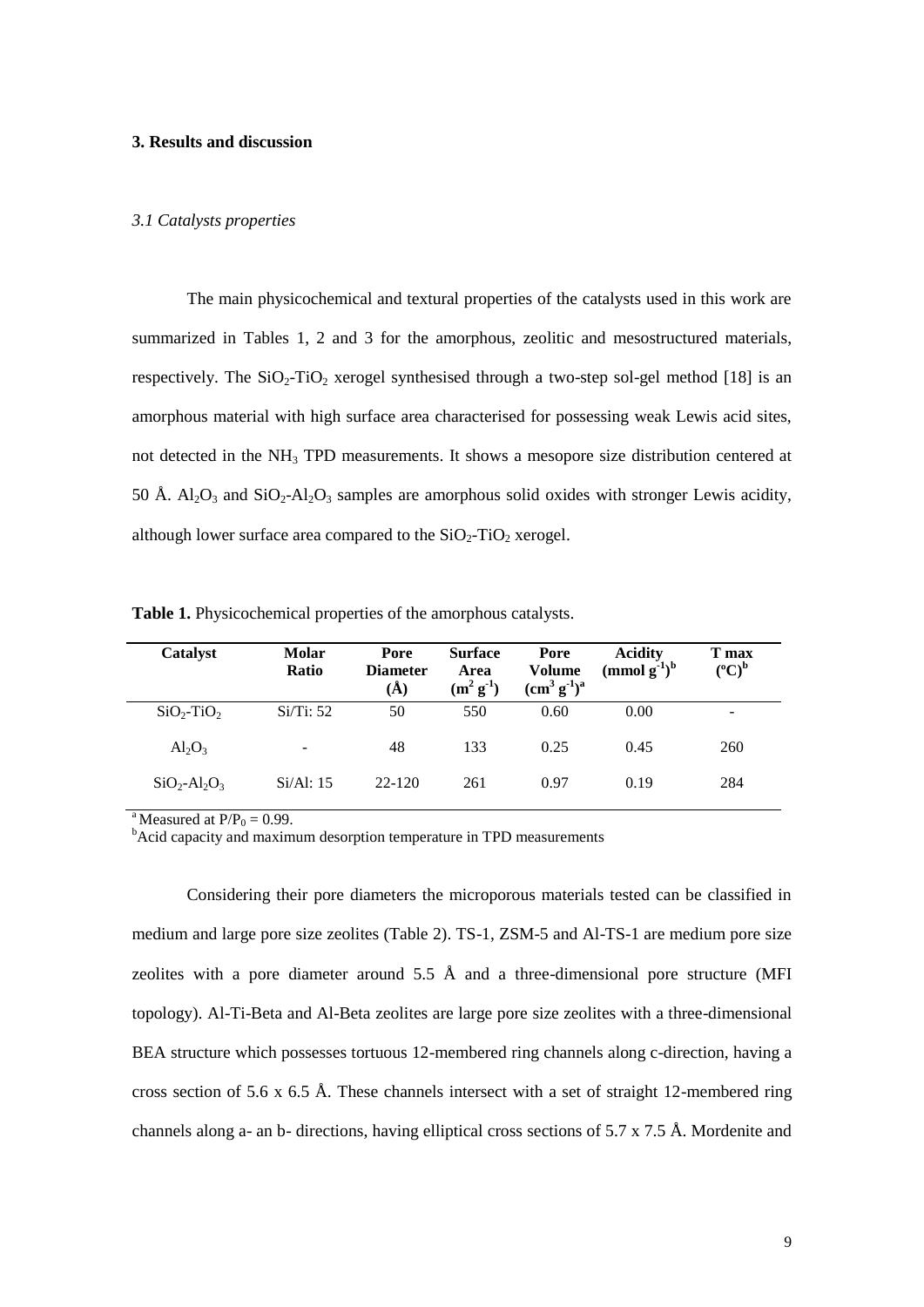## 3. Results and discussion

### *3.1 Catalysts properties*

The main physicochemical and textural properties of the catalysts used in this work are summarized in Tables 1, 2 and 3 for the amorphous, zeolitic and mesostructured materials, respectively. The $SiO_2$-$TiO_2$ xerogel synthesised through a two-step sol-gel method [18] is an amorphous material with high surface area characterised for possessing weak Lewis acid sites, not detected in the $NH_3$ TPD measurements. It shows a mesopore size distribution centered at 50 Å. $Al_2O_3$ and $SiO_2$-$Al_2O_3$ samples are amorphous solid oxides with stronger Lewis acidity, although lower surface area compared to the $SiO_2$-$TiO_2$ xerogel.

**Table 1.** Physicochemical properties of the amorphous catalysts.

| Catalyst | Molar Ratio | Pore Diameter (Å) | Surface Area ($m^2\ g^{-1}$) | Pore Volume ($cm^3\ g^{-1}$)[a] | Acidity ($mmol\ g^{-1}$)[b] | T max (ºC)[b] |
|---|---|---|---|---|---|---|
| $SiO_2$-$TiO_2$ | Si/Ti: 52 | 50 | 550 | 0.60 | 0.00 | - |
| $Al_2O_3$ | - | 48 | 133 | 0.25 | 0.45 | 260 |
| $SiO_2$-$Al_2O_3$ | Si/Al: 15 | 22-120 | 261 | 0.97 | 0.19 | 284 |

[a] Measured at $P/P_0 = 0.99$.
[b] Acid capacity and maximum desorption temperature in TPD measurements

Considering their pore diameters the microporous materials tested can be classified in medium and large pore size zeolites (Table 2). TS-1, ZSM-5 and Al-TS-1 are medium pore size zeolites with a pore diameter around 5.5 Å and a three-dimensional pore structure (MFI topology). Al-Ti-Beta and Al-Beta zeolites are large pore size zeolites with a three-dimensional BEA structure which possesses tortuous 12-membered ring channels along c-direction, having a cross section of 5.6 x 6.5 Å. These channels intersect with a set of straight 12-membered ring channels along a- an b- directions, having elliptical cross sections of 5.7 x 7.5 Å. Mordenite and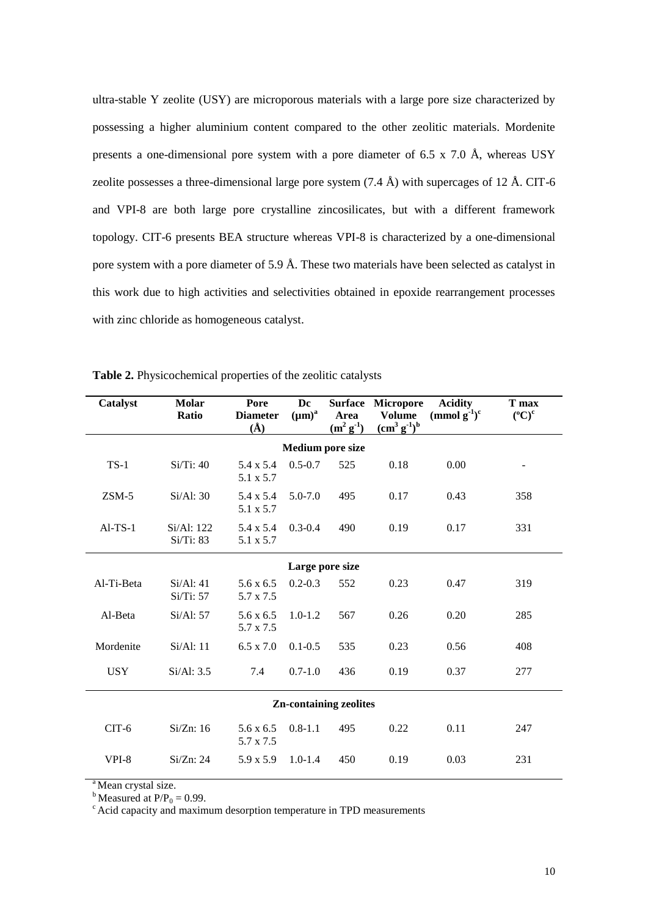ultra-stable Y zeolite (USY) are microporous materials with a large pore size characterized by possessing a higher aluminium content compared to the other zeolitic materials. Mordenite presents a one-dimensional pore system with a pore diameter of 6.5 x 7.0 Å, whereas USY zeolite possesses a three-dimensional large pore system (7.4 Å) with supercages of 12 Å. CIT-6 and VPI-8 are both large pore crystalline zincosilicates, but with a different framework topology. CIT-6 presents BEA structure whereas VPI-8 is characterized by a one-dimensional pore system with a pore diameter of 5.9 Å. These two materials have been selected as catalyst in this work due to high activities and selectivities obtained in epoxide rearrangement processes with zinc chloride as homogeneous catalyst.

**Table 2.** Physicochemical properties of the zeolitic catalysts

| Catalyst | Molar Ratio | Pore Diameter (Å) | Dc (μm)[a] | Surface Area ($m^2$ $g^{-1}$) | Micropore Volume ($cm^3$ $g^{-1}$)[b] | Acidity (mmol $g^{-1}$)[c] | T max (ºC)[c] |
|---|---|---|---|---|---|---|---|
| **Medium pore size** | | | | | | | |
| TS-1 | Si/Ti: 40 | 5.4 x 5.4<br>5.1 x 5.7 | 0.5-0.7 | 525 | 0.18 | 0.00 | - |
| ZSM-5 | Si/Al: 30 | 5.4 x 5.4<br>5.1 x 5.7 | 5.0-7.0 | 495 | 0.17 | 0.43 | 358 |
| Al-TS-1 | Si/Al: 122<br>Si/Ti: 83 | 5.4 x 5.4<br>5.1 x 5.7 | 0.3-0.4 | 490 | 0.19 | 0.17 | 331 |
| **Large pore size** | | | | | | | |
| Al-Ti-Beta | Si/Al: 41<br>Si/Ti: 57 | 5.6 x 6.5<br>5.7 x 7.5 | 0.2-0.3 | 552 | 0.23 | 0.47 | 319 |
| Al-Beta | Si/Al: 57 | 5.6 x 6.5<br>5.7 x 7.5 | 1.0-1.2 | 567 | 0.26 | 0.20 | 285 |
| Mordenite | Si/Al: 11 | 6.5 x 7.0 | 0.1-0.5 | 535 | 0.23 | 0.56 | 408 |
| USY | Si/Al: 3.5 | 7.4 | 0.7-1.0 | 436 | 0.19 | 0.37 | 277 |
| **Zn-containing zeolites** | | | | | | | |
| CIT-6 | Si/Zn: 16 | 5.6 x 6.5<br>5.7 x 7.5 | 0.8-1.1 | 495 | 0.22 | 0.11 | 247 |
| VPI-8 | Si/Zn: 24 | 5.9 x 5.9 | 1.0-1.4 | 450 | 0.19 | 0.03 | 231 |

[a] Mean crystal size.
[b] Measured at $P/P_0 = 0.99$.
[c] Acid capacity and maximum desorption temperature in TPD measurements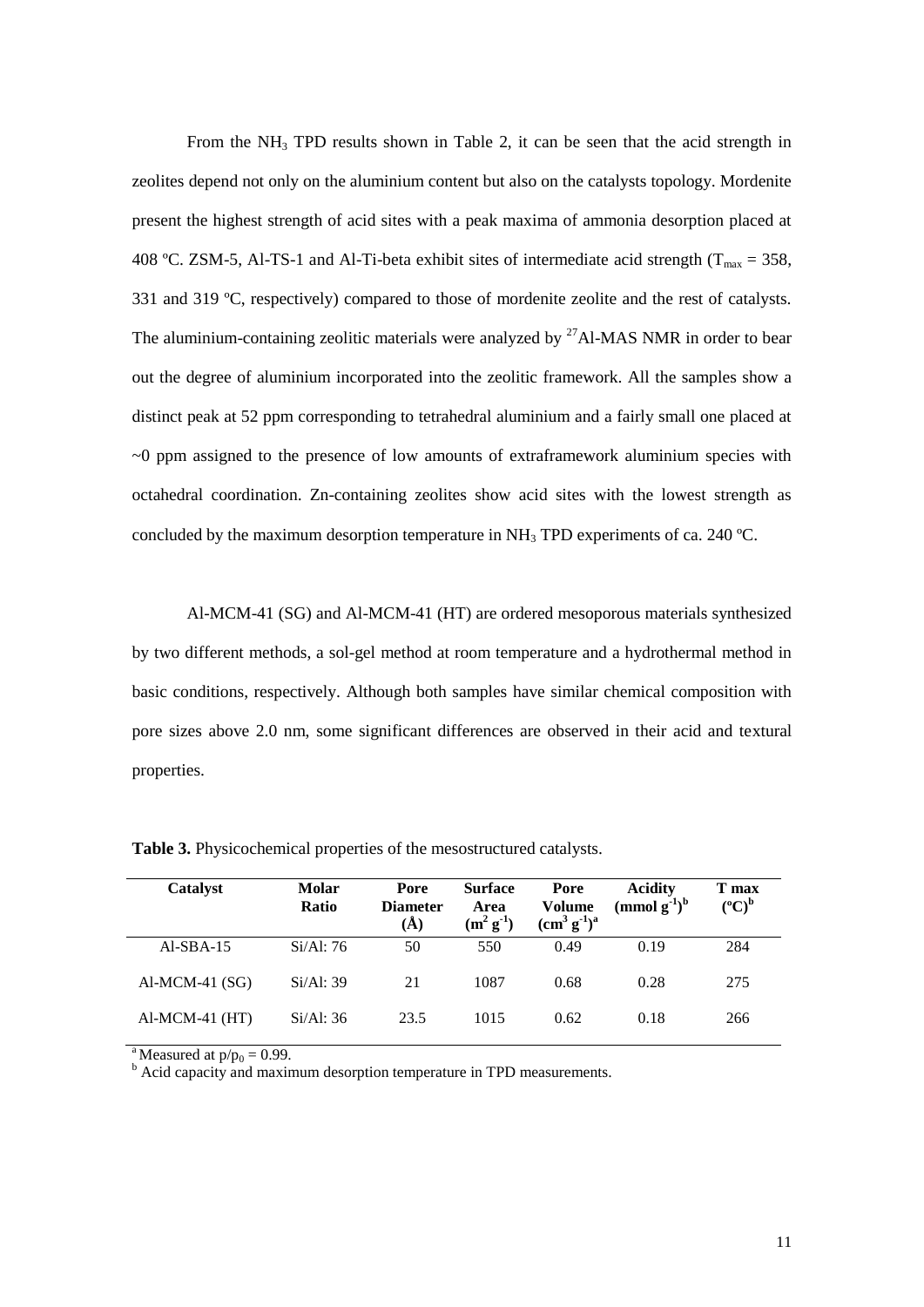From the $NH_3$ TPD results shown in Table 2, it can be seen that the acid strength in zeolites depend not only on the aluminium content but also on the catalysts topology. Mordenite present the highest strength of acid sites with a peak maxima of ammonia desorption placed at 408 ºC. ZSM-5, Al-TS-1 and Al-Ti-beta exhibit sites of intermediate acid strength ($T_{max}$ = 358, 331 and 319 ºC, respectively) compared to those of mordenite zeolite and the rest of catalysts. The aluminium-containing zeolitic materials were analyzed by $^{27}$Al-MAS NMR in order to bear out the degree of aluminium incorporated into the zeolitic framework. All the samples show a distinct peak at 52 ppm corresponding to tetrahedral aluminium and a fairly small one placed at ~0 ppm assigned to the presence of low amounts of extraframework aluminium species with octahedral coordination. Zn-containing zeolites show acid sites with the lowest strength as concluded by the maximum desorption temperature in $NH_3$ TPD experiments of ca. 240 ºC.

Al-MCM-41 (SG) and Al-MCM-41 (HT) are ordered mesoporous materials synthesized by two different methods, a sol-gel method at room temperature and a hydrothermal method in basic conditions, respectively. Although both samples have similar chemical composition with pore sizes above 2.0 nm, some significant differences are observed in their acid and textural properties.

**Table 3.** Physicochemical properties of the mesostructured catalysts.

| Catalyst | Molar Ratio | Pore Diameter (Å) | Surface Area ($m^2\ g^{-1}$) | Pore Volume ($cm^3\ g^{-1}$)[a] | Acidity ($mmol\ g^{-1}$)[b] | T max (ºC)[b] |
|---|---|---|---|---|---|---|
| Al-SBA-15 | Si/Al: 76 | 50 | 550 | 0.49 | 0.19 | 284 |
| Al-MCM-41 (SG) | Si/Al: 39 | 21 | 1087 | 0.68 | 0.28 | 275 |
| Al-MCM-41 (HT) | Si/Al: 36 | 23.5 | 1015 | 0.62 | 0.18 | 266 |

[a] Measured at $p/p_0 = 0.99$.
[b] Acid capacity and maximum desorption temperature in TPD measurements.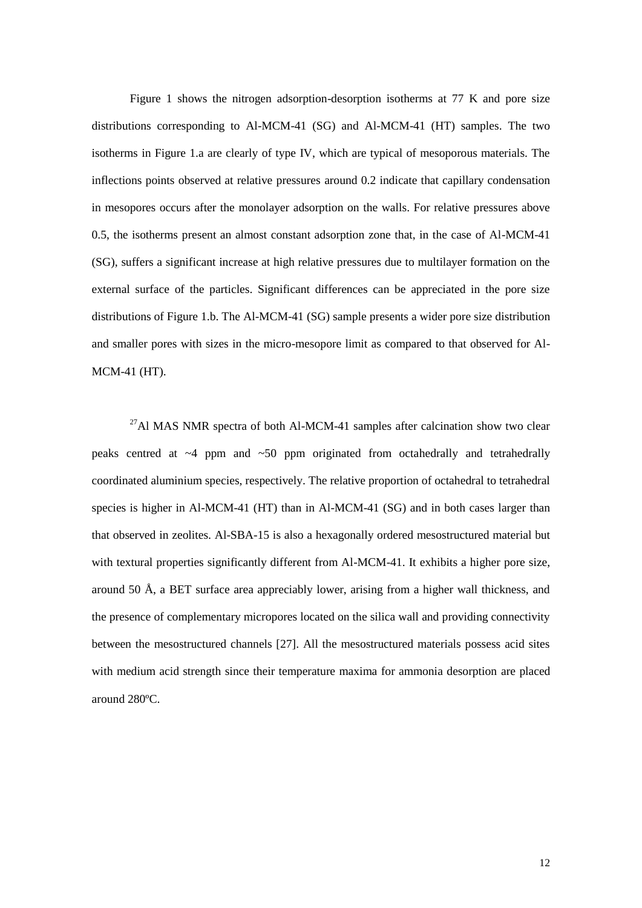Figure 1 shows the nitrogen adsorption-desorption isotherms at 77 K and pore size distributions corresponding to Al-MCM-41 (SG) and Al-MCM-41 (HT) samples. The two isotherms in Figure 1.a are clearly of type IV, which are typical of mesoporous materials. The inflections points observed at relative pressures around 0.2 indicate that capillary condensation in mesopores occurs after the monolayer adsorption on the walls. For relative pressures above 0.5, the isotherms present an almost constant adsorption zone that, in the case of Al-MCM-41 (SG), suffers a significant increase at high relative pressures due to multilayer formation on the external surface of the particles. Significant differences can be appreciated in the pore size distributions of Figure 1.b. The Al-MCM-41 (SG) sample presents a wider pore size distribution and smaller pores with sizes in the micro-mesopore limit as compared to that observed for Al-MCM-41 (HT).

$^{27}$Al MAS NMR spectra of both Al-MCM-41 samples after calcination show two clear peaks centred at ~4 ppm and ~50 ppm originated from octahedrally and tetrahedrally coordinated aluminium species, respectively. The relative proportion of octahedral to tetrahedral species is higher in Al-MCM-41 (HT) than in Al-MCM-41 (SG) and in both cases larger than that observed in zeolites. Al-SBA-15 is also a hexagonally ordered mesostructured material but with textural properties significantly different from Al-MCM-41. It exhibits a higher pore size, around 50 Å, a BET surface area appreciably lower, arising from a higher wall thickness, and the presence of complementary micropores located on the silica wall and providing connectivity between the mesostructured channels [27]. All the mesostructured materials possess acid sites with medium acid strength since their temperature maxima for ammonia desorption are placed around 280ºC.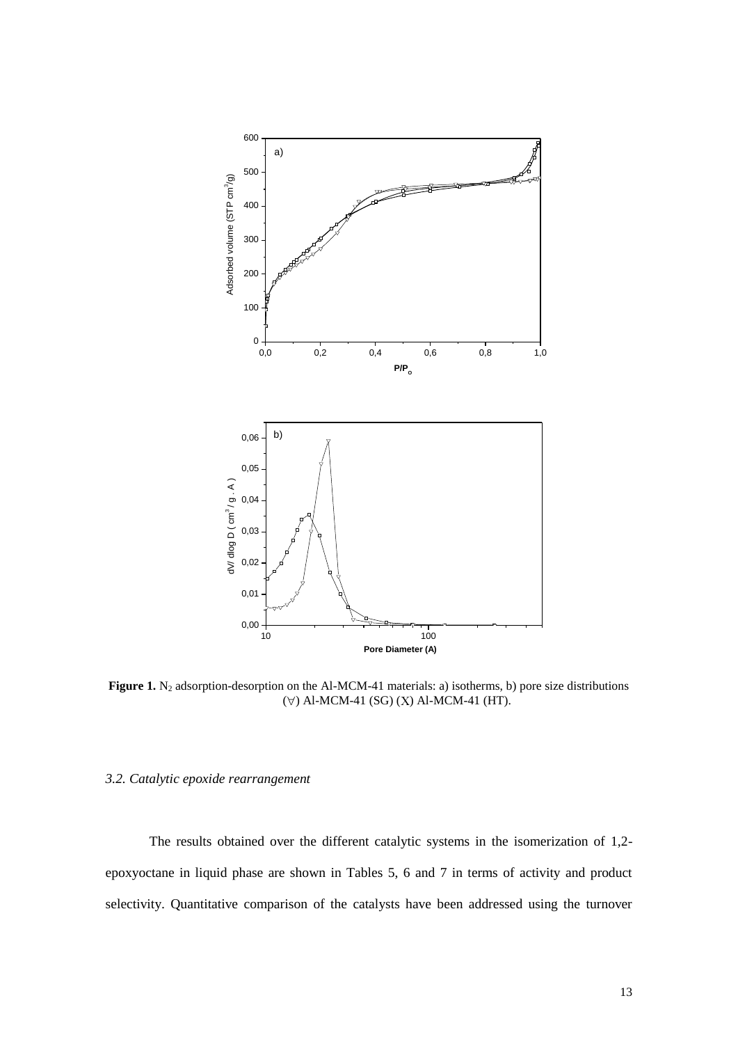**Figure 1.** $N_2$ adsorption-desorption on the Al-MCM-41 materials: a) isotherms, b) pore size distributions (∇) Al-MCM-41 (SG) (X) Al-MCM-41 (HT).

### *3.2. Catalytic epoxide rearrangement*

The results obtained over the different catalytic systems in the isomerization of 1,2-epoxyoctane in liquid phase are shown in Tables 5, 6 and 7 in terms of activity and product selectivity. Quantitative comparison of the catalysts have been addressed using the turnover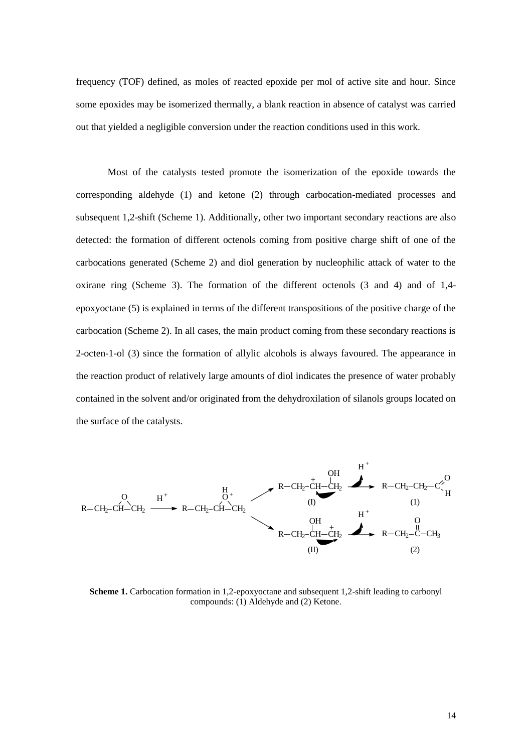frequency (TOF) defined, as moles of reacted epoxide per mol of active site and hour. Since some epoxides may be isomerized thermally, a blank reaction in absence of catalyst was carried out that yielded a negligible conversion under the reaction conditions used in this work.

Most of the catalysts tested promote the isomerization of the epoxide towards the corresponding aldehyde (1) and ketone (2) through carbocation-mediated processes and subsequent 1,2-shift (Scheme 1). Additionally, other two important secondary reactions are also detected: the formation of different octenols coming from positive charge shift of one of the carbocations generated (Scheme 2) and diol generation by nucleophilic attack of water to the oxirane ring (Scheme 3). The formation of the different octenols (3 and 4) and of 1,4-epoxyoctane (5) is explained in terms of the different transpositions of the positive charge of the carbocation (Scheme 2). In all cases, the main product coming from these secondary reactions is 2-octen-1-ol (3) since the formation of allylic alcohols is always favoured. The appearance in the reaction product of relatively large amounts of diol indicates the presence of water probably contained in the solvent and/or originated from the dehydroxilation of silanols groups located on the surface of the catalysts.

$$\text{R}-\text{CH}_2-\overset{\text{O}}{\text{CH}-\text{CH}_2} \xrightarrow{H^+} \text{R}-\text{CH}_2-\overset{\text{HO}^+}{\text{CH}-\text{CH}_2}$$

$$\rightarrow \text{R}-\text{CH}_2-\overset{+}{\text{CH}}-\text{CH}_2\text{OH} \ \text{(I)} \xrightarrow{-H^+} \text{R}-\text{CH}_2-\text{CH}_2-\text{CHO} \ (1)$$

$$\rightarrow \text{R}-\text{CH}_2-\text{CH(OH)}-\overset{+}{\text{CH}_2} \ \text{(II)} \xrightarrow{-H^+} \text{R}-\text{CH}_2-\text{C(=O)}-\text{CH}_3 \ (2)$$

**Scheme 1.** Carbocation formation in 1,2-epoxyoctane and subsequent 1,2-shift leading to carbonyl compounds: (1) Aldehyde and (2) Ketone.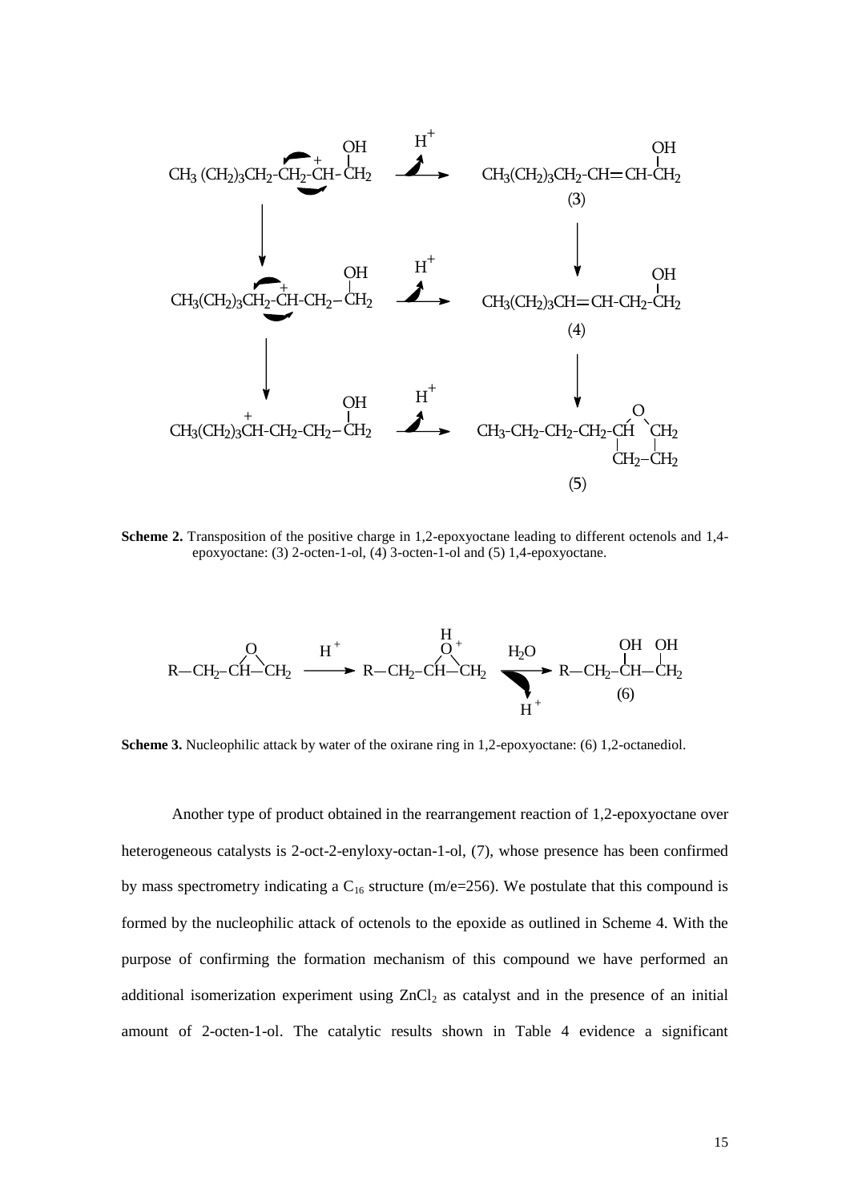**Scheme 2.** Transposition of the positive charge in 1,2-epoxyoctane leading to different octenols and 1,4-epoxyoctane: (3) 2-octen-1-ol, (4) 3-octen-1-ol and (5) 1,4-epoxyoctane.

**Scheme 3.** Nucleophilic attack by water of the oxirane ring in 1,2-epoxyoctane: (6) 1,2-octanediol.

Another type of product obtained in the rearrangement reaction of 1,2-epoxyoctane over heterogeneous catalysts is 2-oct-2-enyloxy-octan-1-ol, (7), whose presence has been confirmed by mass spectrometry indicating a $C_{16}$ structure (m/e=256). We postulate that this compound is formed by the nucleophilic attack of octenols to the epoxide as outlined in Scheme 4. With the purpose of confirming the formation mechanism of this compound we have performed an additional isomerization experiment using $ZnCl_2$ as catalyst and in the presence of an initial amount of 2-octen-1-ol. The catalytic results shown in Table 4 evidence a significant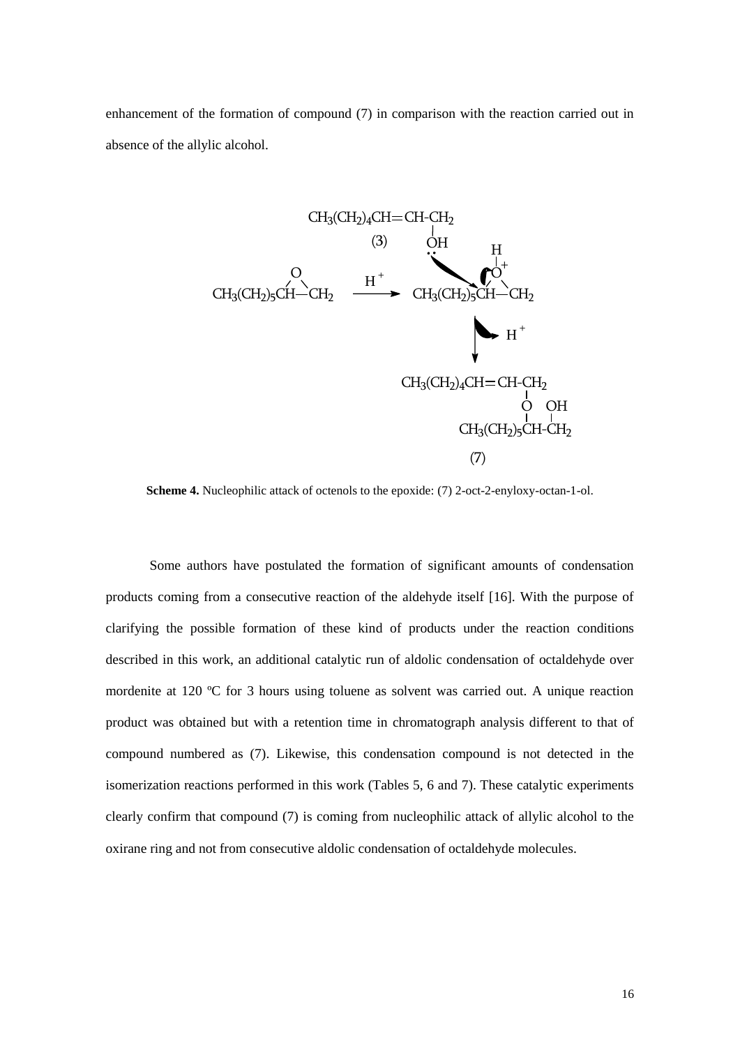enhancement of the formation of compound (7) in comparison with the reaction carried out in absence of the allylic alcohol.

**Scheme 4.** Nucleophilic attack of octenols to the epoxide: (7) 2-oct-2-enyloxy-octan-1-ol.

Some authors have postulated the formation of significant amounts of condensation products coming from a consecutive reaction of the aldehyde itself [16]. With the purpose of clarifying the possible formation of these kind of products under the reaction conditions described in this work, an additional catalytic run of aldolic condensation of octaldehyde over mordenite at 120 ºC for 3 hours using toluene as solvent was carried out. A unique reaction product was obtained but with a retention time in chromatograph analysis different to that of compound numbered as (7). Likewise, this condensation compound is not detected in the isomerization reactions performed in this work (Tables 5, 6 and 7). These catalytic experiments clearly confirm that compound (7) is coming from nucleophilic attack of allylic alcohol to the oxirane ring and not from consecutive aldolic condensation of octaldehyde molecules.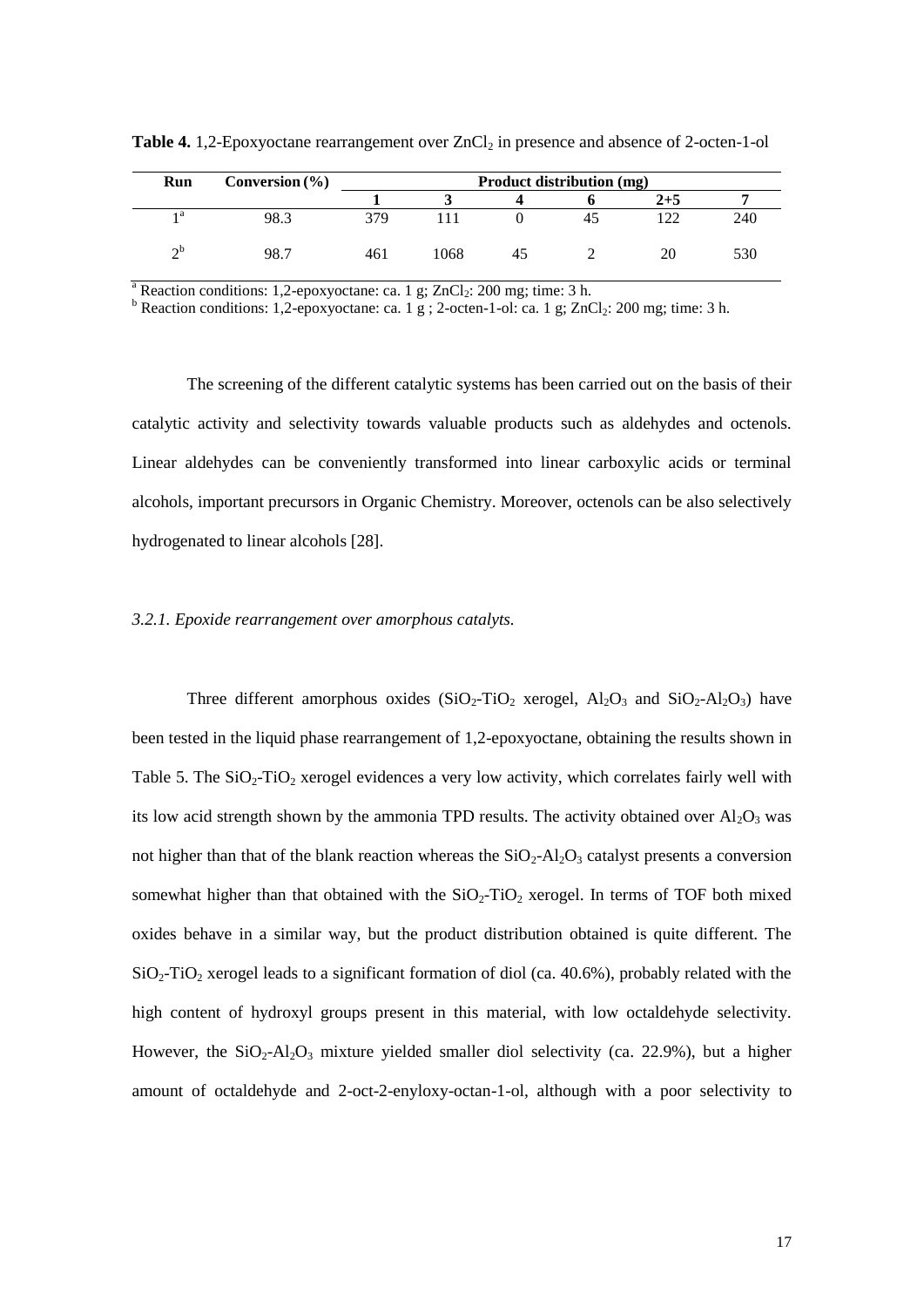**Table 4.** 1,2-Epoxyoctane rearrangement over $ZnCl_2$ in presence and absence of 2-octen-1-ol

| Run | Conversion (%) | Product distribution (mg) | | | | | |
|---|---|---|---|---|---|---|---|
| | | **1** | **3** | **4** | **6** | **2+5** | **7** |
| 1[a] | 98.3 | 379 | 111 | 0 | 45 | 122 | 240 |
| 2[b] | 98.7 | 461 | 1068 | 45 | 2 | 20 | 530 |

[a] Reaction conditions: 1,2-epoxyoctane: ca. 1 g; $ZnCl_2$: 200 mg; time: 3 h.
[b] Reaction conditions: 1,2-epoxyoctane: ca. 1 g ; 2-octen-1-ol: ca. 1 g; $ZnCl_2$: 200 mg; time: 3 h.

The screening of the different catalytic systems has been carried out on the basis of their catalytic activity and selectivity towards valuable products such as aldehydes and octenols. Linear aldehydes can be conveniently transformed into linear carboxylic acids or terminal alcohols, important precursors in Organic Chemistry. Moreover, octenols can be also selectively hydrogenated to linear alcohols [28].

### *3.2.1. Epoxide rearrangement over amorphous catalyts.*

Three different amorphous oxides ($SiO_2$-$TiO_2$ xerogel, $Al_2O_3$ and $SiO_2$-$Al_2O_3$) have been tested in the liquid phase rearrangement of 1,2-epoxyoctane, obtaining the results shown in Table 5. The $SiO_2$-$TiO_2$ xerogel evidences a very low activity, which correlates fairly well with its low acid strength shown by the ammonia TPD results. The activity obtained over $Al_2O_3$ was not higher than that of the blank reaction whereas the $SiO_2$-$Al_2O_3$ catalyst presents a conversion somewhat higher than that obtained with the $SiO_2$-$TiO_2$ xerogel. In terms of TOF both mixed oxides behave in a similar way, but the product distribution obtained is quite different. The $SiO_2$-$TiO_2$ xerogel leads to a significant formation of diol (ca. 40.6%), probably related with the high content of hydroxyl groups present in this material, with low octaldehyde selectivity. However, the $SiO_2$-$Al_2O_3$ mixture yielded smaller diol selectivity (ca. 22.9%), but a higher amount of octaldehyde and 2-oct-2-enyloxy-octan-1-ol, although with a poor selectivity to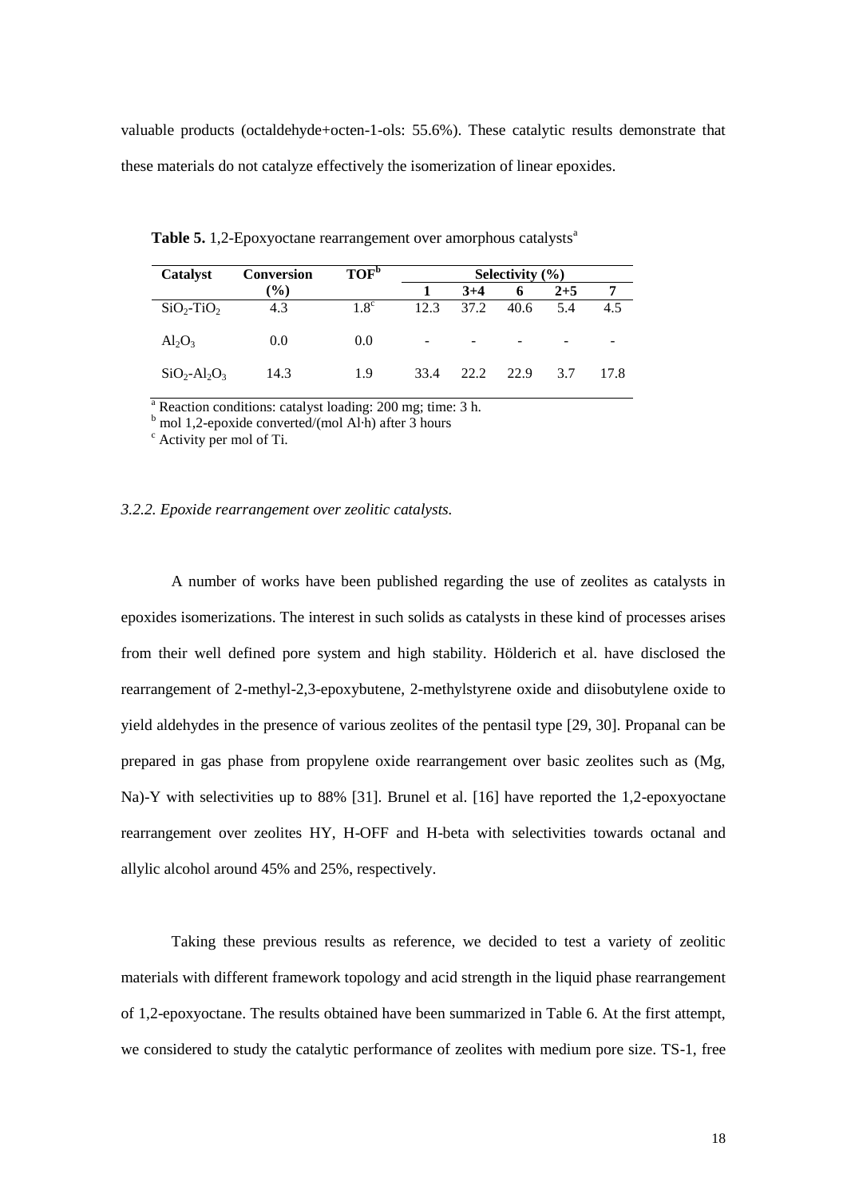valuable products (octaldehyde+octen-1-ols: 55.6%). These catalytic results demonstrate that these materials do not catalyze effectively the isomerization of linear epoxides.

**Table 5.** 1,2-Epoxyoctane rearrangement over amorphous catalysts[a]

| Catalyst | Conversion (%) | TOF[b] | Selectivity (%) | | | | |
|---|---|---|---|---|---|---|---|
| | | | **1** | **3+4** | **6** | **2+5** | **7** |
| $SiO_2$-$TiO_2$ | 4.3 | 1.8[c] | 12.3 | 37.2 | 40.6 | 5.4 | 4.5 |
| $Al_2O_3$ | 0.0 | 0.0 | - | - | - | - | - |
| $SiO_2$-$Al_2O_3$ | 14.3 | 1.9 | 33.4 | 22.2 | 22.9 | 3.7 | 17.8 |

[a] Reaction conditions: catalyst loading: 200 mg; time: 3 h.
[b] mol 1,2-epoxide converted/(mol Al·h) after 3 hours
[c] Activity per mol of Ti.

### *3.2.2. Epoxide rearrangement over zeolitic catalysts.*

A number of works have been published regarding the use of zeolites as catalysts in epoxides isomerizations. The interest in such solids as catalysts in these kind of processes arises from their well defined pore system and high stability. Hölderich et al. have disclosed the rearrangement of 2-methyl-2,3-epoxybutene, 2-methylstyrene oxide and diisobutylene oxide to yield aldehydes in the presence of various zeolites of the pentasil type [29, 30]. Propanal can be prepared in gas phase from propylene oxide rearrangement over basic zeolites such as (Mg, Na)-Y with selectivities up to 88% [31]. Brunel et al. [16] have reported the 1,2-epoxyoctane rearrangement over zeolites HY, H-OFF and H-beta with selectivities towards octanal and allylic alcohol around 45% and 25%, respectively.

Taking these previous results as reference, we decided to test a variety of zeolitic materials with different framework topology and acid strength in the liquid phase rearrangement of 1,2-epoxyoctane. The results obtained have been summarized in Table 6. At the first attempt, we considered to study the catalytic performance of zeolites with medium pore size. TS-1, free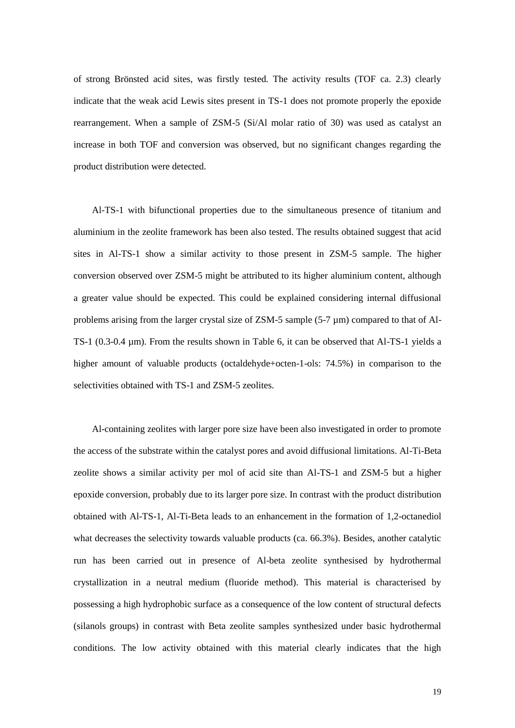of strong Brönsted acid sites, was firstly tested. The activity results (TOF ca. 2.3) clearly indicate that the weak acid Lewis sites present in TS-1 does not promote properly the epoxide rearrangement. When a sample of ZSM-5 (Si/Al molar ratio of 30) was used as catalyst an increase in both TOF and conversion was observed, but no significant changes regarding the product distribution were detected.

Al-TS-1 with bifunctional properties due to the simultaneous presence of titanium and aluminium in the zeolite framework has been also tested. The results obtained suggest that acid sites in Al-TS-1 show a similar activity to those present in ZSM-5 sample. The higher conversion observed over ZSM-5 might be attributed to its higher aluminium content, although a greater value should be expected. This could be explained considering internal diffusional problems arising from the larger crystal size of ZSM-5 sample (5-7 µm) compared to that of Al-TS-1 (0.3-0.4 µm). From the results shown in Table 6, it can be observed that Al-TS-1 yields a higher amount of valuable products (octaldehyde+octen-1-ols: 74.5%) in comparison to the selectivities obtained with TS-1 and ZSM-5 zeolites.

Al-containing zeolites with larger pore size have been also investigated in order to promote the access of the substrate within the catalyst pores and avoid diffusional limitations. Al-Ti-Beta zeolite shows a similar activity per mol of acid site than Al-TS-1 and ZSM-5 but a higher epoxide conversion, probably due to its larger pore size. In contrast with the product distribution obtained with Al-TS-1, Al-Ti-Beta leads to an enhancement in the formation of 1,2-octanediol what decreases the selectivity towards valuable products (ca. 66.3%). Besides, another catalytic run has been carried out in presence of Al-beta zeolite synthesised by hydrothermal crystallization in a neutral medium (fluoride method). This material is characterised by possessing a high hydrophobic surface as a consequence of the low content of structural defects (silanols groups) in contrast with Beta zeolite samples synthesized under basic hydrothermal conditions. The low activity obtained with this material clearly indicates that the high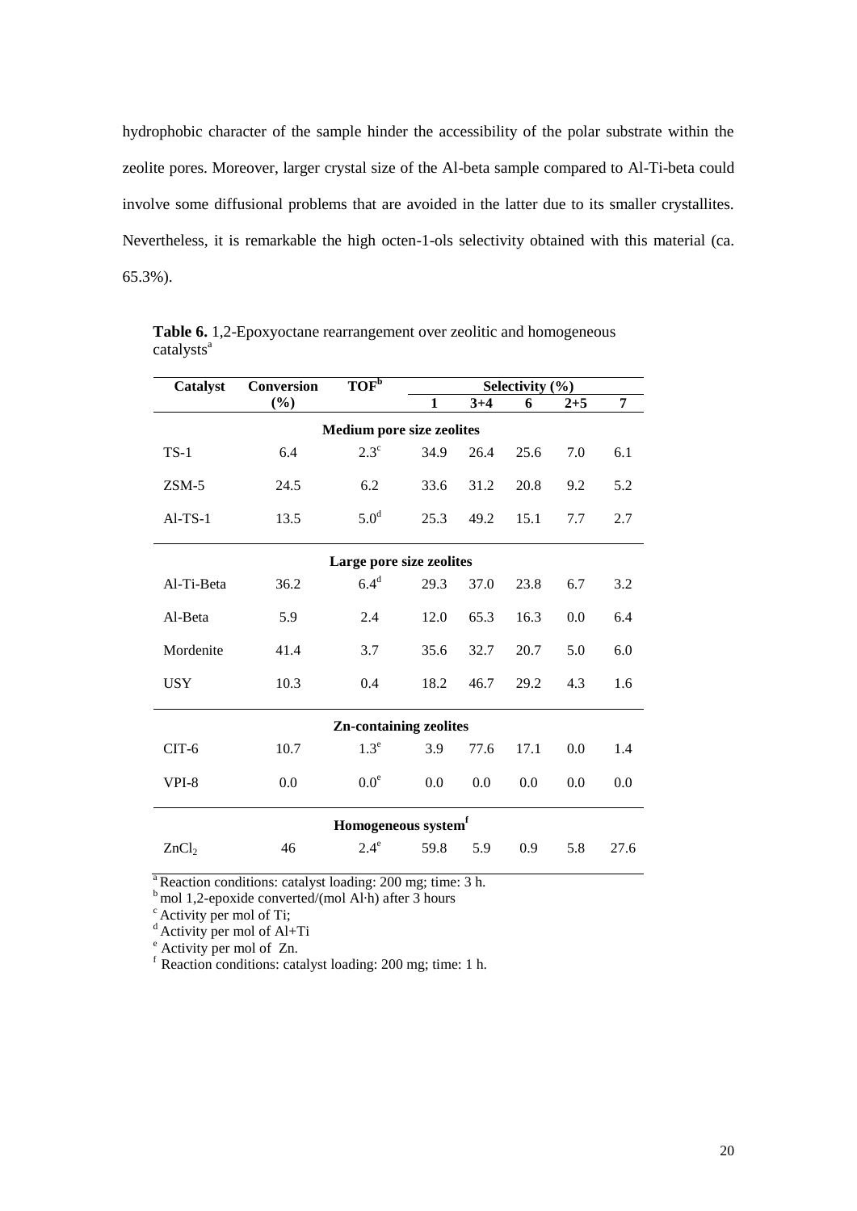hydrophobic character of the sample hinder the accessibility of the polar substrate within the zeolite pores. Moreover, larger crystal size of the Al-beta sample compared to Al-Ti-beta could involve some diffusional problems that are avoided in the latter due to its smaller crystallites. Nevertheless, it is remarkable the high octen-1-ols selectivity obtained with this material (ca. 65.3%).

**Table 6.** 1,2-Epoxyoctane rearrangement over zeolitic and homogeneous catalysts[a]

| Catalyst | Conversion (%) | TOF[b] | Selectivity (%) | | | | |
|---|---|---|---|---|---|---|---|
| | | | 1 | 3+4 | 6 | 2+5 | 7 |
| **Medium pore size zeolites** | | | | | | | |
| TS-1 | 6.4 | 2.3[c] | 34.9 | 26.4 | 25.6 | 7.0 | 6.1 |
| ZSM-5 | 24.5 | 6.2 | 33.6 | 31.2 | 20.8 | 9.2 | 5.2 |
| Al-TS-1 | 13.5 | 5.0[d] | 25.3 | 49.2 | 15.1 | 7.7 | 2.7 |
| **Large pore size zeolites** | | | | | | | |
| Al-Ti-Beta | 36.2 | 6.4[d] | 29.3 | 37.0 | 23.8 | 6.7 | 3.2 |
| Al-Beta | 5.9 | 2.4 | 12.0 | 65.3 | 16.3 | 0.0 | 6.4 |
| Mordenite | 41.4 | 3.7 | 35.6 | 32.7 | 20.7 | 5.0 | 6.0 |
| USY | 10.3 | 0.4 | 18.2 | 46.7 | 29.2 | 4.3 | 1.6 |
| **Zn-containing zeolites** | | | | | | | |
| CIT-6 | 10.7 | 1.3[e] | 3.9 | 77.6 | 17.1 | 0.0 | 1.4 |
| VPI-8 | 0.0 | 0.0[e] | 0.0 | 0.0 | 0.0 | 0.0 | 0.0 |
| **Homogeneous system[f]** | | | | | | | |
| $ZnCl_2$ | 46 | 2.4[e] | 59.8 | 5.9 | 0.9 | 5.8 | 27.6 |

[a] Reaction conditions: catalyst loading: 200 mg; time: 3 h.
[b] mol 1,2-epoxide converted/(mol Al·h) after 3 hours
[c] Activity per mol of Ti;
[d] Activity per mol of Al+Ti
[e] Activity per mol of Zn.
[f] Reaction conditions: catalyst loading: 200 mg; time: 1 h.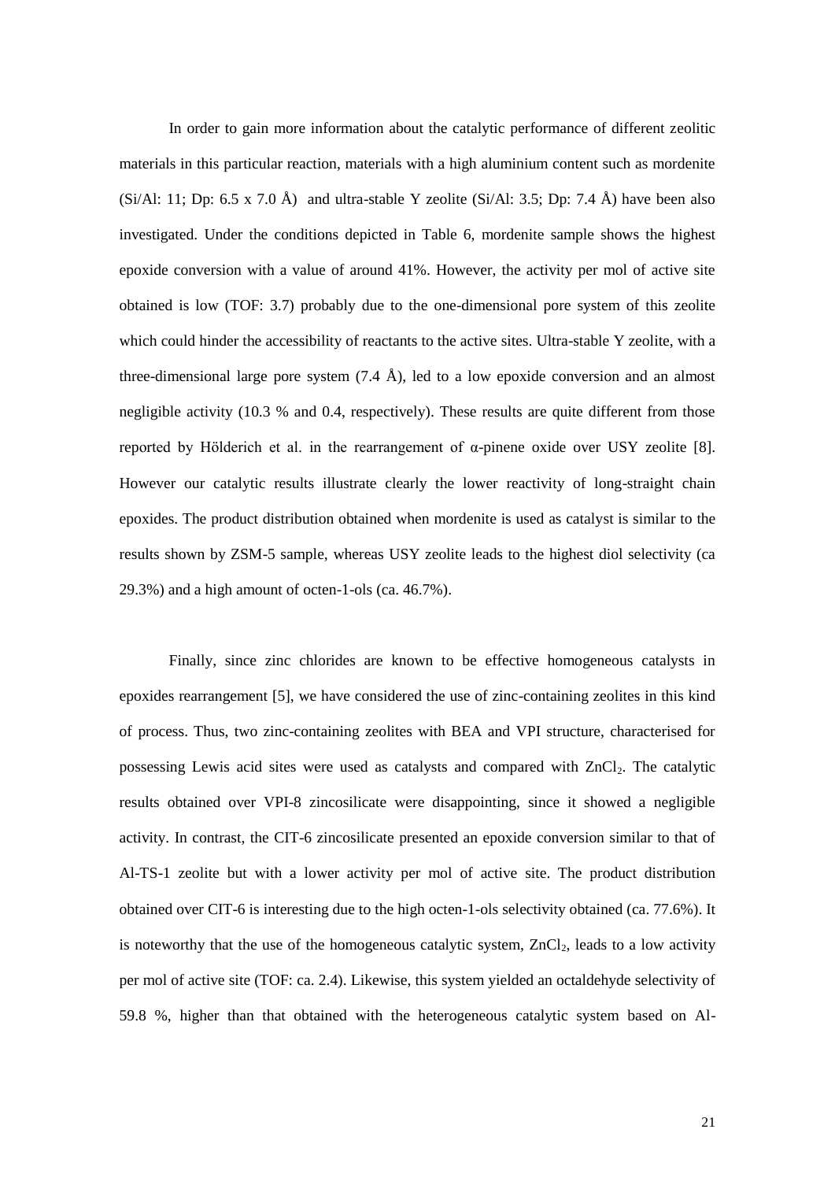In order to gain more information about the catalytic performance of different zeolitic materials in this particular reaction, materials with a high aluminium content such as mordenite (Si/Al: 11; Dp: 6.5 x 7.0 Å) and ultra-stable Y zeolite (Si/Al: 3.5; Dp: 7.4 Å) have been also investigated. Under the conditions depicted in Table 6, mordenite sample shows the highest epoxide conversion with a value of around 41%. However, the activity per mol of active site obtained is low (TOF: 3.7) probably due to the one-dimensional pore system of this zeolite which could hinder the accessibility of reactants to the active sites. Ultra-stable Y zeolite, with a three-dimensional large pore system (7.4 Å), led to a low epoxide conversion and an almost negligible activity (10.3 % and 0.4, respectively). These results are quite different from those reported by Hölderich et al. in the rearrangement of α-pinene oxide over USY zeolite [8]. However our catalytic results illustrate clearly the lower reactivity of long-straight chain epoxides. The product distribution obtained when mordenite is used as catalyst is similar to the results shown by ZSM-5 sample, whereas USY zeolite leads to the highest diol selectivity (ca 29.3%) and a high amount of octen-1-ols (ca. 46.7%).

Finally, since zinc chlorides are known to be effective homogeneous catalysts in epoxides rearrangement [5], we have considered the use of zinc-containing zeolites in this kind of process. Thus, two zinc-containing zeolites with BEA and VPI structure, characterised for possessing Lewis acid sites were used as catalysts and compared with $ZnCl_2$. The catalytic results obtained over VPI-8 zincosilicate were disappointing, since it showed a negligible activity. In contrast, the CIT-6 zincosilicate presented an epoxide conversion similar to that of Al-TS-1 zeolite but with a lower activity per mol of active site. The product distribution obtained over CIT-6 is interesting due to the high octen-1-ols selectivity obtained (ca. 77.6%). It is noteworthy that the use of the homogeneous catalytic system, $ZnCl_2$, leads to a low activity per mol of active site (TOF: ca. 2.4). Likewise, this system yielded an octaldehyde selectivity of 59.8 %, higher than that obtained with the heterogeneous catalytic system based on Al-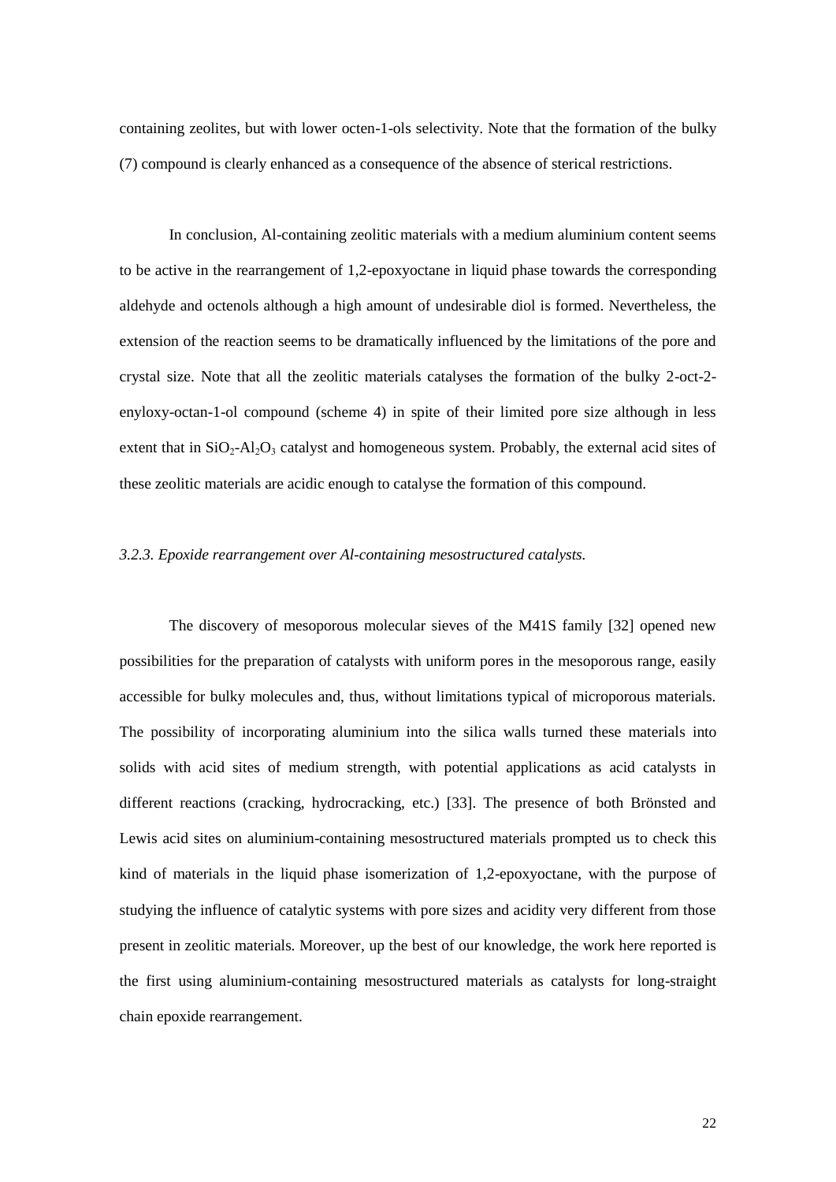containing zeolites, but with lower octen-1-ols selectivity. Note that the formation of the bulky (7) compound is clearly enhanced as a consequence of the absence of sterical restrictions.

In conclusion, Al-containing zeolitic materials with a medium aluminium content seems to be active in the rearrangement of 1,2-epoxyoctane in liquid phase towards the corresponding aldehyde and octenols although a high amount of undesirable diol is formed. Nevertheless, the extension of the reaction seems to be dramatically influenced by the limitations of the pore and crystal size. Note that all the zeolitic materials catalyses the formation of the bulky 2-oct-2-enyloxy-octan-1-ol compound (scheme 4) in spite of their limited pore size although in less extent that in $SiO_2$-$Al_2O_3$ catalyst and homogeneous system. Probably, the external acid sites of these zeolitic materials are acidic enough to catalyse the formation of this compound.

### *3.2.3. Epoxide rearrangement over Al-containing mesostructured catalysts.*

The discovery of mesoporous molecular sieves of the M41S family [32] opened new possibilities for the preparation of catalysts with uniform pores in the mesoporous range, easily accessible for bulky molecules and, thus, without limitations typical of microporous materials. The possibility of incorporating aluminium into the silica walls turned these materials into solids with acid sites of medium strength, with potential applications as acid catalysts in different reactions (cracking, hydrocracking, etc.) [33]. The presence of both Brönsted and Lewis acid sites on aluminium-containing mesostructured materials prompted us to check this kind of materials in the liquid phase isomerization of 1,2-epoxyoctane, with the purpose of studying the influence of catalytic systems with pore sizes and acidity very different from those present in zeolitic materials. Moreover, up the best of our knowledge, the work here reported is the first using aluminium-containing mesostructured materials as catalysts for long-straight chain epoxide rearrangement.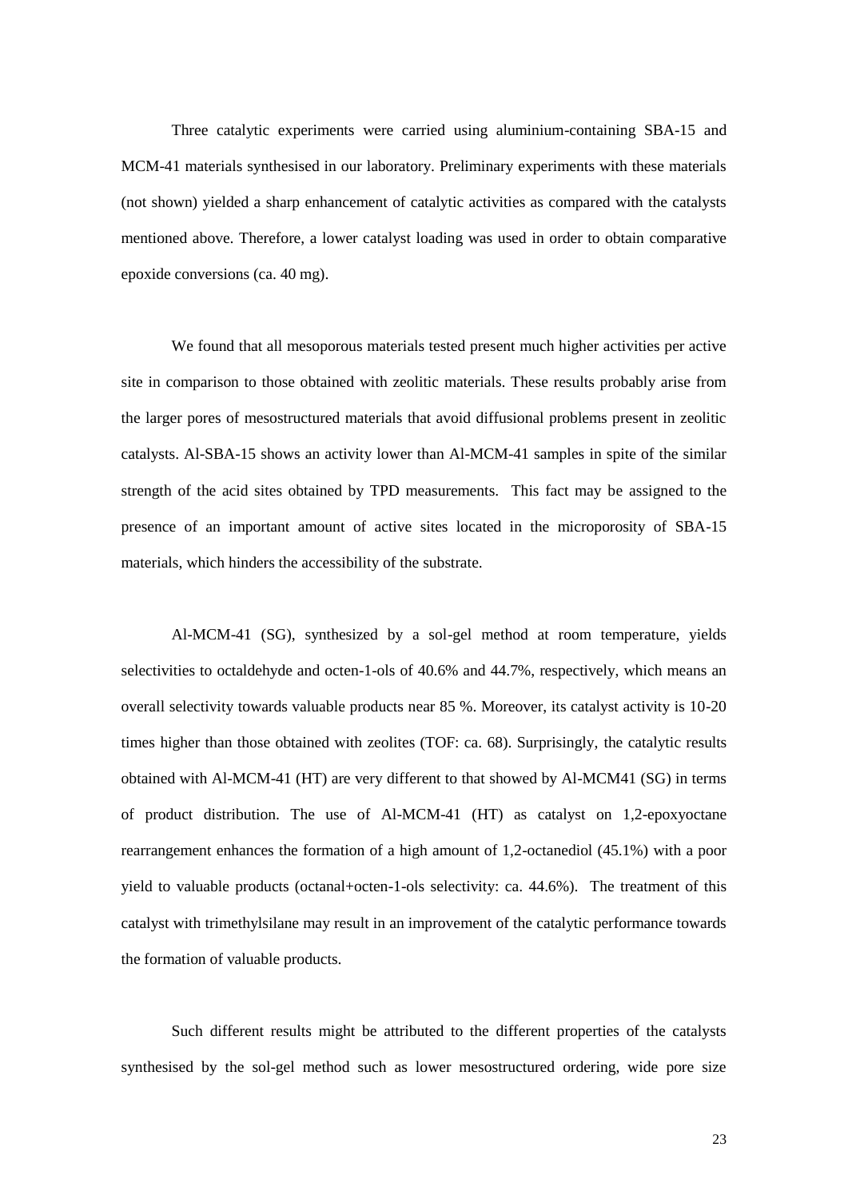Three catalytic experiments were carried using aluminium-containing SBA-15 and MCM-41 materials synthesised in our laboratory. Preliminary experiments with these materials (not shown) yielded a sharp enhancement of catalytic activities as compared with the catalysts mentioned above. Therefore, a lower catalyst loading was used in order to obtain comparative epoxide conversions (ca. 40 mg).

We found that all mesoporous materials tested present much higher activities per active site in comparison to those obtained with zeolitic materials. These results probably arise from the larger pores of mesostructured materials that avoid diffusional problems present in zeolitic catalysts. Al-SBA-15 shows an activity lower than Al-MCM-41 samples in spite of the similar strength of the acid sites obtained by TPD measurements. This fact may be assigned to the presence of an important amount of active sites located in the microporosity of SBA-15 materials, which hinders the accessibility of the substrate.

Al-MCM-41 (SG), synthesized by a sol-gel method at room temperature, yields selectivities to octaldehyde and octen-1-ols of 40.6% and 44.7%, respectively, which means an overall selectivity towards valuable products near 85 %. Moreover, its catalyst activity is 10-20 times higher than those obtained with zeolites (TOF: ca. 68). Surprisingly, the catalytic results obtained with Al-MCM-41 (HT) are very different to that showed by Al-MCM41 (SG) in terms of product distribution. The use of Al-MCM-41 (HT) as catalyst on 1,2-epoxyoctane rearrangement enhances the formation of a high amount of 1,2-octanediol (45.1%) with a poor yield to valuable products (octanal+octen-1-ols selectivity: ca. 44.6%). The treatment of this catalyst with trimethylsilane may result in an improvement of the catalytic performance towards the formation of valuable products.

Such different results might be attributed to the different properties of the catalysts synthesised by the sol-gel method such as lower mesostructured ordering, wide pore size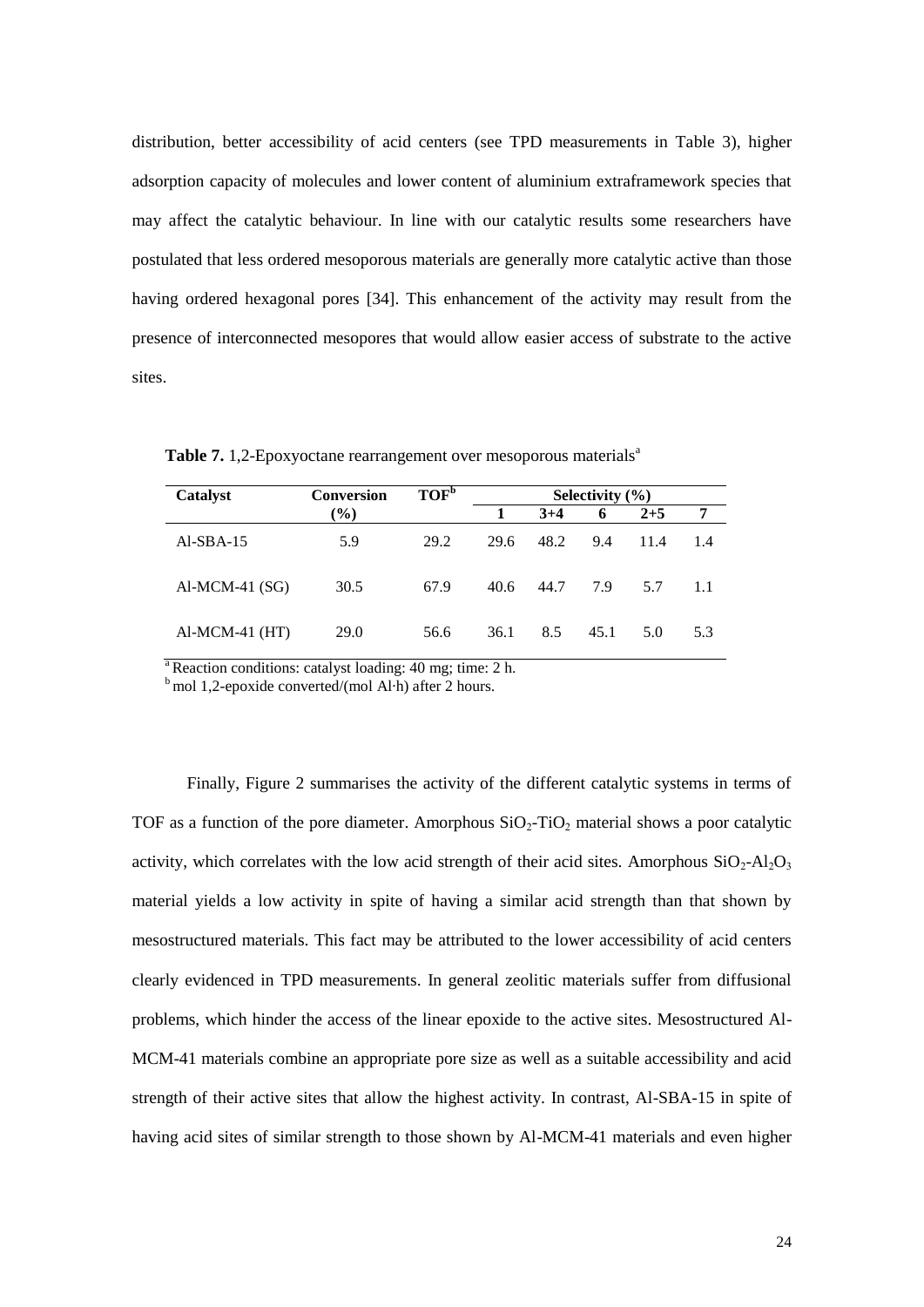distribution, better accessibility of acid centers (see TPD measurements in Table 3), higher adsorption capacity of molecules and lower content of aluminium extraframework species that may affect the catalytic behaviour. In line with our catalytic results some researchers have postulated that less ordered mesoporous materials are generally more catalytic active than those having ordered hexagonal pores [34]. This enhancement of the activity may result from the presence of interconnected mesopores that would allow easier access of substrate to the active sites.

**Table 7.** 1,2-Epoxyoctane rearrangement over mesoporous materials[a]

| Catalyst | Conversion (%) | TOF[b] | Selectivity (%) | | | | |
|---|---|---|---|---|---|---|---|
| | | | 1 | 3+4 | 6 | 2+5 | 7 |
| Al-SBA-15 | 5.9 | 29.2 | 29.6 | 48.2 | 9.4 | 11.4 | 1.4 |
| Al-MCM-41 (SG) | 30.5 | 67.9 | 40.6 | 44.7 | 7.9 | 5.7 | 1.1 |
| Al-MCM-41 (HT) | 29.0 | 56.6 | 36.1 | 8.5 | 45.1 | 5.0 | 5.3 |

[a] Reaction conditions: catalyst loading: 40 mg; time: 2 h.
[b] mol 1,2-epoxide converted/(mol Al·h) after 2 hours.

Finally, Figure 2 summarises the activity of the different catalytic systems in terms of TOF as a function of the pore diameter. Amorphous $SiO_2$-$TiO_2$ material shows a poor catalytic activity, which correlates with the low acid strength of their acid sites. Amorphous $SiO_2$-$Al_2O_3$ material yields a low activity in spite of having a similar acid strength than that shown by mesostructured materials. This fact may be attributed to the lower accessibility of acid centers clearly evidenced in TPD measurements. In general zeolitic materials suffer from diffusional problems, which hinder the access of the linear epoxide to the active sites. Mesostructured Al-MCM-41 materials combine an appropriate pore size as well as a suitable accessibility and acid strength of their active sites that allow the highest activity. In contrast, Al-SBA-15 in spite of having acid sites of similar strength to those shown by Al-MCM-41 materials and even higher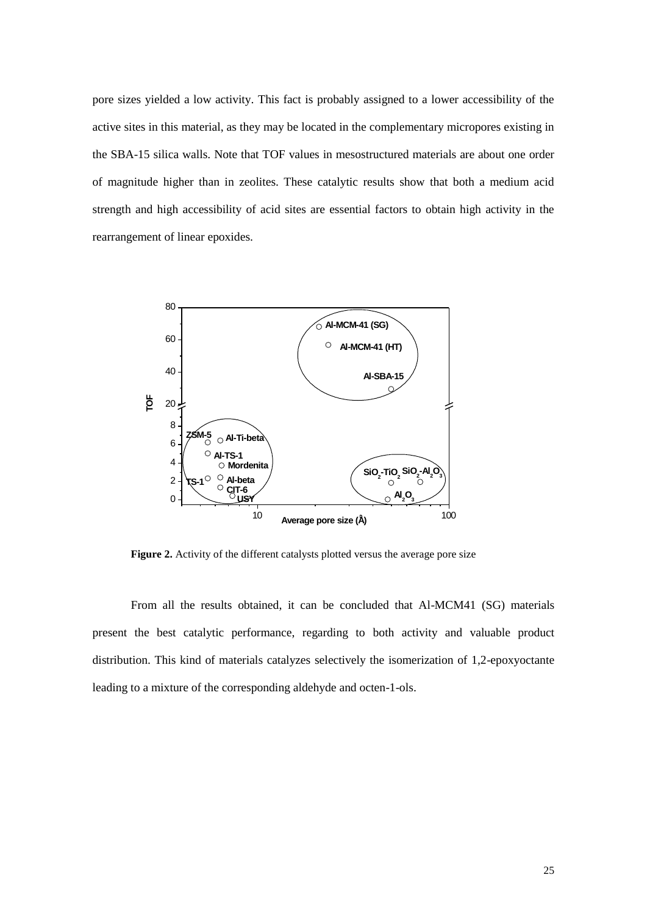pore sizes yielded a low activity. This fact is probably assigned to a lower accessibility of the active sites in this material, as they may be located in the complementary micropores existing in the SBA-15 silica walls. Note that TOF values in mesostructured materials are about one order of magnitude higher than in zeolites. These catalytic results show that both a medium acid strength and high accessibility of acid sites are essential factors to obtain high activity in the rearrangement of linear epoxides.

**Figure 2.** Activity of the different catalysts plotted versus the average pore size

From all the results obtained, it can be concluded that Al-MCM41 (SG) materials present the best catalytic performance, regarding to both activity and valuable product distribution. This kind of materials catalyzes selectively the isomerization of 1,2-epoxyoctante leading to a mixture of the corresponding aldehyde and octen-1-ols.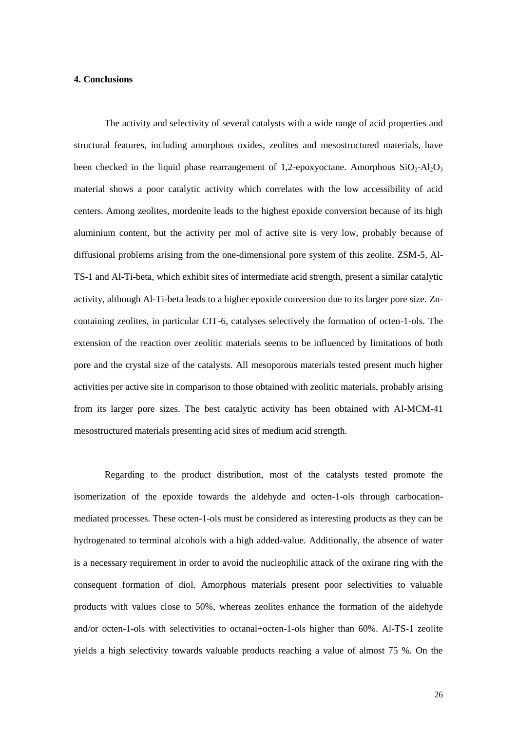## 4. Conclusions

The activity and selectivity of several catalysts with a wide range of acid properties and structural features, including amorphous oxides, zeolites and mesostructured materials, have been checked in the liquid phase rearrangement of 1,2-epoxyoctane. Amorphous $SiO_2$-$Al_2O_3$ material shows a poor catalytic activity which correlates with the low accessibility of acid centers. Among zeolites, mordenite leads to the highest epoxide conversion because of its high aluminium content, but the activity per mol of active site is very low, probably because of diffusional problems arising from the one-dimensional pore system of this zeolite. ZSM-5, Al-TS-1 and Al-Ti-beta, which exhibit sites of intermediate acid strength, present a similar catalytic activity, although Al-Ti-beta leads to a higher epoxide conversion due to its larger pore size. Zn-containing zeolites, in particular CIT-6, catalyses selectively the formation of octen-1-ols. The extension of the reaction over zeolitic materials seems to be influenced by limitations of both pore and the crystal size of the catalysts. All mesoporous materials tested present much higher activities per active site in comparison to those obtained with zeolitic materials, probably arising from its larger pore sizes. The best catalytic activity has been obtained with Al-MCM-41 mesostructured materials presenting acid sites of medium acid strength.

Regarding to the product distribution, most of the catalysts tested promote the isomerization of the epoxide towards the aldehyde and octen-1-ols through carbocation-mediated processes. These octen-1-ols must be considered as interesting products as they can be hydrogenated to terminal alcohols with a high added-value. Additionally, the absence of water is a necessary requirement in order to avoid the nucleophilic attack of the oxirane ring with the consequent formation of diol. Amorphous materials present poor selectivities to valuable products with values close to 50%, whereas zeolites enhance the formation of the aldehyde and/or octen-1-ols with selectivities to octanal+octen-1-ols higher than 60%. Al-TS-1 zeolite yields a high selectivity towards valuable products reaching a value of almost 75 %. On the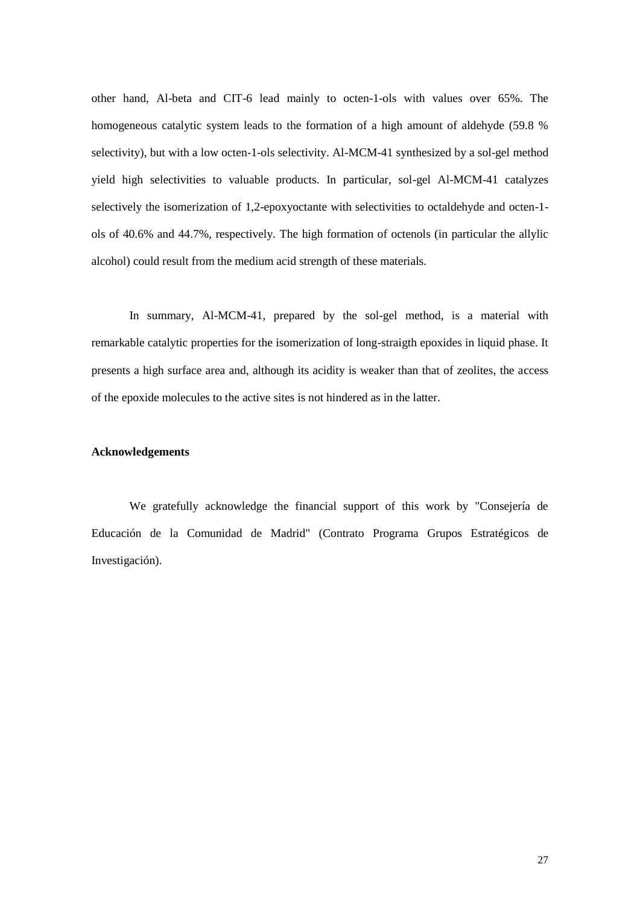other hand, Al-beta and CIT-6 lead mainly to octen-1-ols with values over 65%. The homogeneous catalytic system leads to the formation of a high amount of aldehyde (59.8 % selectivity), but with a low octen-1-ols selectivity. Al-MCM-41 synthesized by a sol-gel method yield high selectivities to valuable products. In particular, sol-gel Al-MCM-41 catalyzes selectively the isomerization of 1,2-epoxyoctante with selectivities to octaldehyde and octen-1-ols of 40.6% and 44.7%, respectively. The high formation of octenols (in particular the allylic alcohol) could result from the medium acid strength of these materials.

In summary, Al-MCM-41, prepared by the sol-gel method, is a material with remarkable catalytic properties for the isomerization of long-straigth epoxides in liquid phase. It presents a high surface area and, although its acidity is weaker than that of zeolites, the access of the epoxide molecules to the active sites is not hindered as in the latter.

**Acknowledgements**

We gratefully acknowledge the financial support of this work by "Consejería de Educación de la Comunidad de Madrid" (Contrato Programa Grupos Estratégicos de Investigación).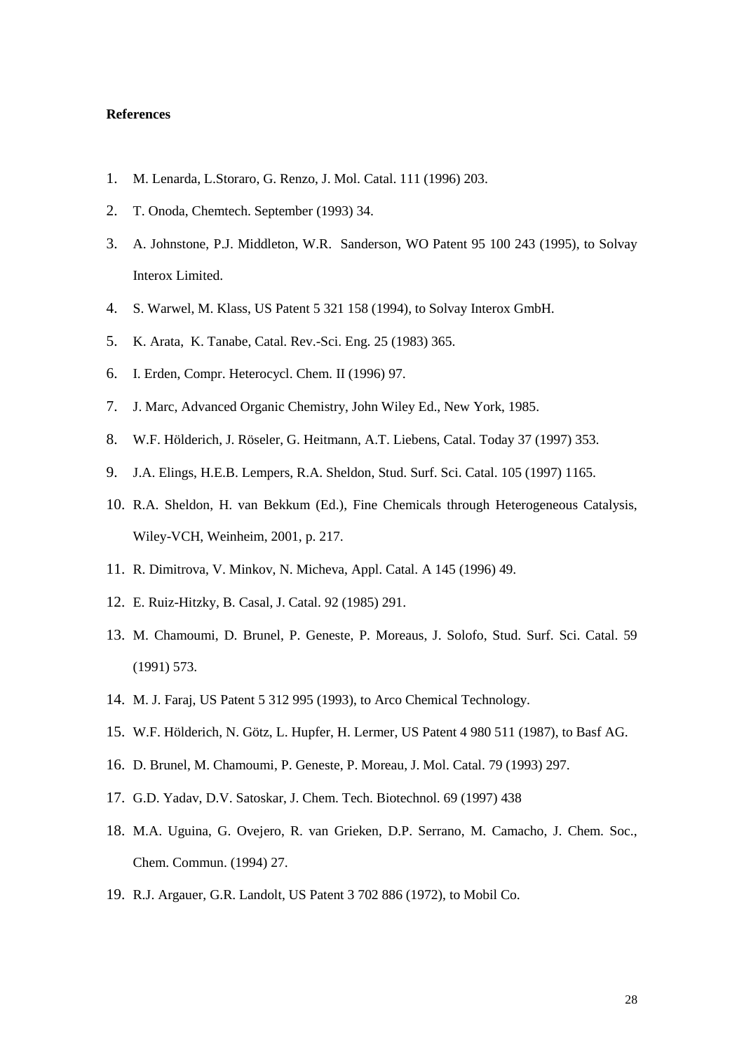**References**

1. M. Lenarda, L.Storaro, G. Renzo, J. Mol. Catal. 111 (1996) 203.
2. T. Onoda, Chemtech. September (1993) 34.
3. A. Johnstone, P.J. Middleton, W.R. Sanderson, WO Patent 95 100 243 (1995), to Solvay Interox Limited.
4. S. Warwel, M. Klass, US Patent 5 321 158 (1994), to Solvay Interox GmbH.
5. K. Arata, K. Tanabe, Catal. Rev.-Sci. Eng. 25 (1983) 365.
6. I. Erden, Compr. Heterocycl. Chem. II (1996) 97.
7. J. Marc, Advanced Organic Chemistry, John Wiley Ed., New York, 1985.
8. W.F. Hölderich, J. Röseler, G. Heitmann, A.T. Liebens, Catal. Today 37 (1997) 353.
9. J.A. Elings, H.E.B. Lempers, R.A. Sheldon, Stud. Surf. Sci. Catal. 105 (1997) 1165.
10. R.A. Sheldon, H. van Bekkum (Ed.), Fine Chemicals through Heterogeneous Catalysis, Wiley-VCH, Weinheim, 2001, p. 217.
11. R. Dimitrova, V. Minkov, N. Micheva, Appl. Catal. A 145 (1996) 49.
12. E. Ruiz-Hitzky, B. Casal, J. Catal. 92 (1985) 291.
13. M. Chamoumi, D. Brunel, P. Geneste, P. Moreaus, J. Solofo, Stud. Surf. Sci. Catal. 59 (1991) 573.
14. M. J. Faraj, US Patent 5 312 995 (1993), to Arco Chemical Technology.
15. W.F. Hölderich, N. Götz, L. Hupfer, H. Lermer, US Patent 4 980 511 (1987), to Basf AG.
16. D. Brunel, M. Chamoumi, P. Geneste, P. Moreau, J. Mol. Catal. 79 (1993) 297.
17. G.D. Yadav, D.V. Satoskar, J. Chem. Tech. Biotechnol. 69 (1997) 438
18. M.A. Uguina, G. Ovejero, R. van Grieken, D.P. Serrano, M. Camacho, J. Chem. Soc., Chem. Commun. (1994) 27.
19. R.J. Argauer, G.R. Landolt, US Patent 3 702 886 (1972), to Mobil Co.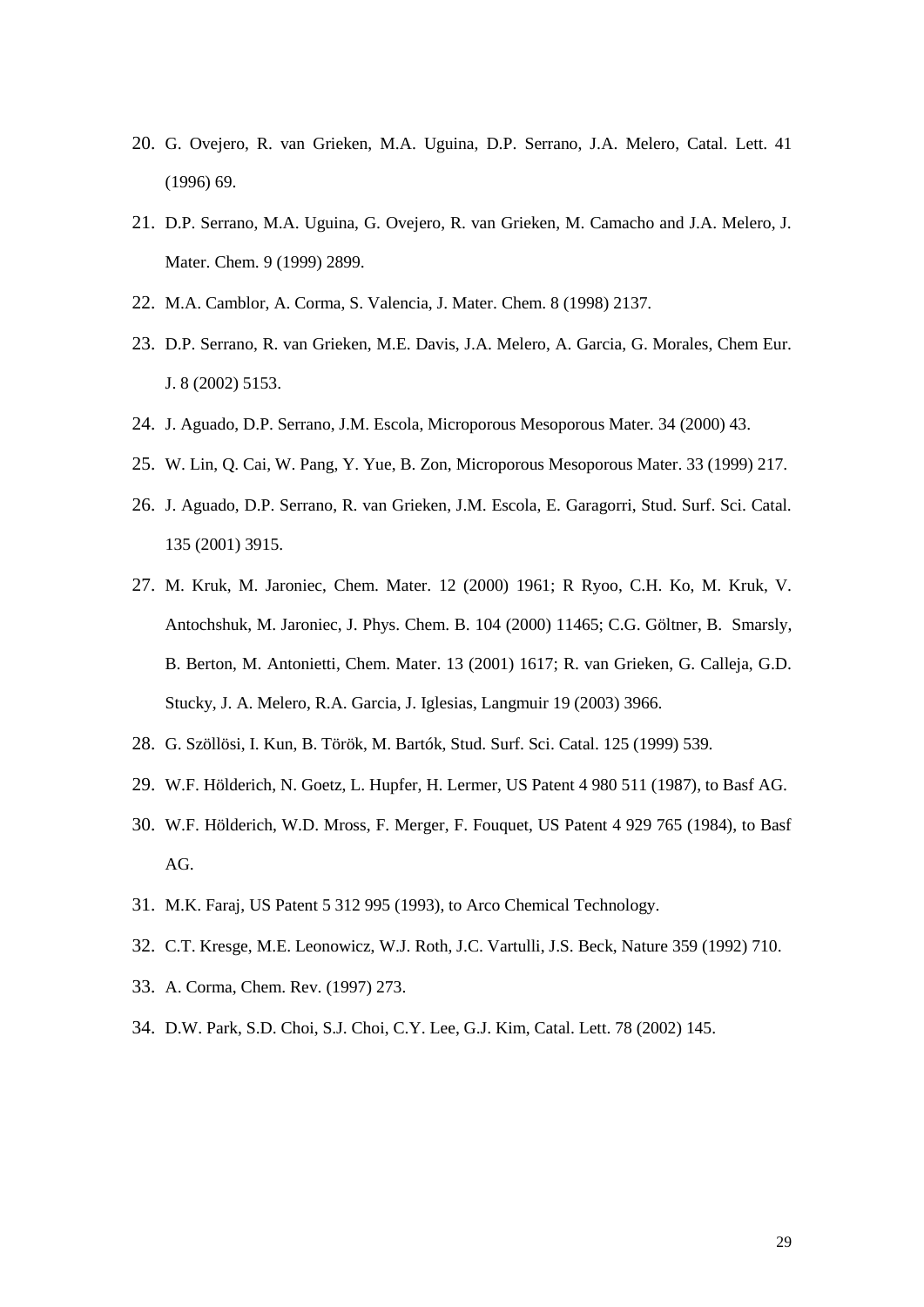20. G. Ovejero, R. van Grieken, M.A. Uguina, D.P. Serrano, J.A. Melero, Catal. Lett. 41 (1996) 69.
21. D.P. Serrano, M.A. Uguina, G. Ovejero, R. van Grieken, M. Camacho and J.A. Melero, J. Mater. Chem. 9 (1999) 2899.
22. M.A. Camblor, A. Corma, S. Valencia, J. Mater. Chem. 8 (1998) 2137.
23. D.P. Serrano, R. van Grieken, M.E. Davis, J.A. Melero, A. Garcia, G. Morales, Chem Eur. J. 8 (2002) 5153.
24. J. Aguado, D.P. Serrano, J.M. Escola, Microporous Mesoporous Mater. 34 (2000) 43.
25. W. Lin, Q. Cai, W. Pang, Y. Yue, B. Zon, Microporous Mesoporous Mater. 33 (1999) 217.
26. J. Aguado, D.P. Serrano, R. van Grieken, J.M. Escola, E. Garagorri, Stud. Surf. Sci. Catal. 135 (2001) 3915.
27. M. Kruk, M. Jaroniec, Chem. Mater. 12 (2000) 1961; R Ryoo, C.H. Ko, M. Kruk, V. Antochshuk, M. Jaroniec, J. Phys. Chem. B. 104 (2000) 11465; C.G. Göltner, B. Smarsly, B. Berton, M. Antonietti, Chem. Mater. 13 (2001) 1617; R. van Grieken, G. Calleja, G.D. Stucky, J. A. Melero, R.A. Garcia, J. Iglesias, Langmuir 19 (2003) 3966.
28. G. Szöllösi, I. Kun, B. Török, M. Bartók, Stud. Surf. Sci. Catal. 125 (1999) 539.
29. W.F. Hölderich, N. Goetz, L. Hupfer, H. Lermer, US Patent 4 980 511 (1987), to Basf AG.
30. W.F. Hölderich, W.D. Mross, F. Merger, F. Fouquet, US Patent 4 929 765 (1984), to Basf AG.
31. M.K. Faraj, US Patent 5 312 995 (1993), to Arco Chemical Technology.
32. C.T. Kresge, M.E. Leonowicz, W.J. Roth, J.C. Vartulli, J.S. Beck, Nature 359 (1992) 710.
33. A. Corma, Chem. Rev. (1997) 273.
34. D.W. Park, S.D. Choi, S.J. Choi, C.Y. Lee, G.J. Kim, Catal. Lett. 78 (2002) 145.